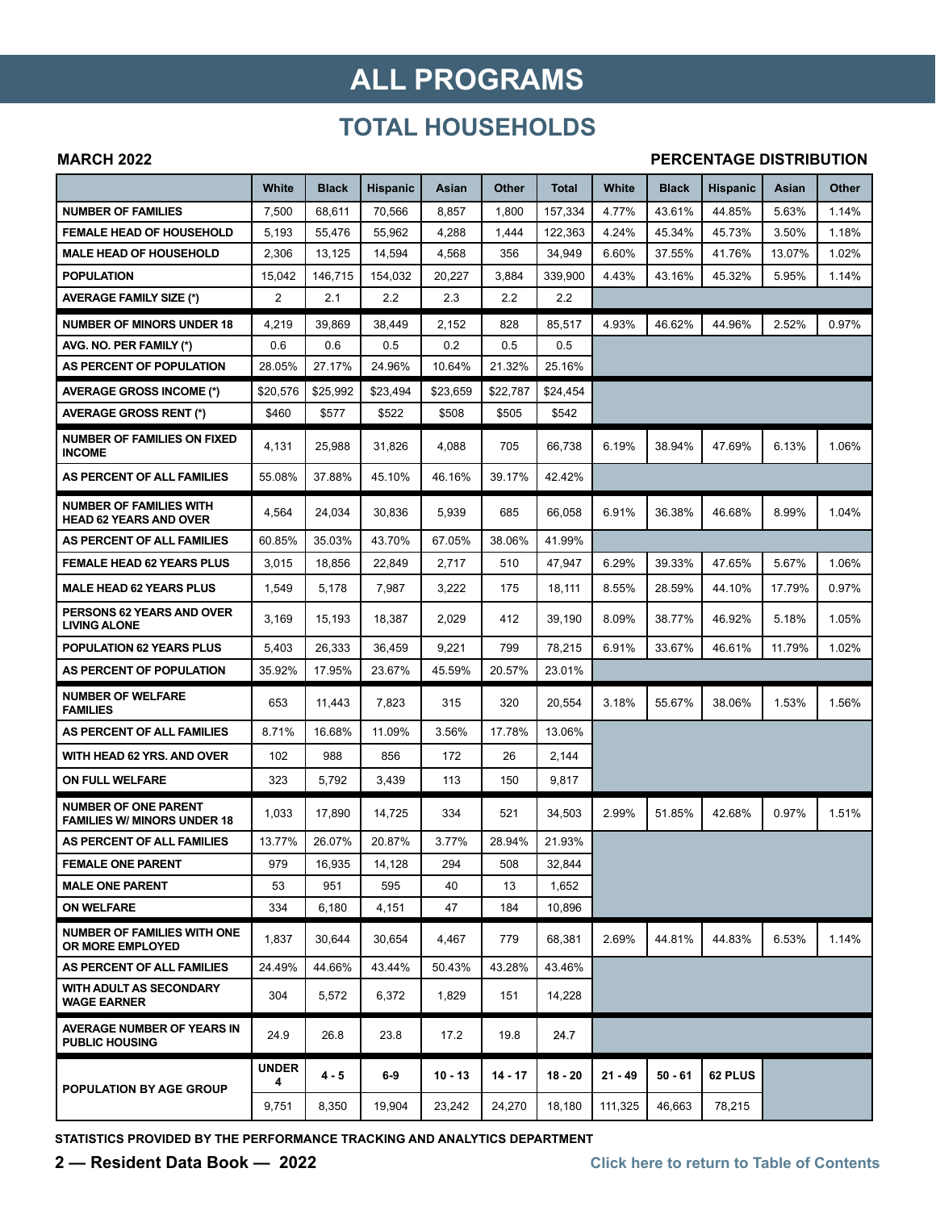# ALL PROGRAMS

## TOTAL HOUSEHOLDS

**MARCH 2022** | **PERCENTAGE DISTRIBUTION**

| | White | Black | Hispanic | Asian | Other | Total | White | Black | Hispanic | Asian | Other |
|---|---|---|---|---|---|---|---|---|---|---|---|
| **NUMBER OF FAMILIES** | 7,500 | 68,611 | 70,566 | 8,857 | 1,800 | 157,334 | 4.77% | 43.61% | 44.85% | 5.63% | 1.14% |
| **FEMALE HEAD OF HOUSEHOLD** | 5,193 | 55,476 | 55,962 | 4,288 | 1,444 | 122,363 | 4.24% | 45.34% | 45.73% | 3.50% | 1.18% |
| **MALE HEAD OF HOUSEHOLD** | 2,306 | 13,125 | 14,594 | 4,568 | 356 | 34,949 | 6.60% | 37.55% | 41.76% | 13.07% | 1.02% |
| **POPULATION** | 15,042 | 146,715 | 154,032 | 20,227 | 3,884 | 339,900 | 4.43% | 43.16% | 45.32% | 5.95% | 1.14% |
| **AVERAGE FAMILY SIZE (*)** | 2 | 2.1 | 2.2 | 2.3 | 2.2 | 2.2 | | | | | |
| **NUMBER OF MINORS UNDER 18** | 4,219 | 39,869 | 38,449 | 2,152 | 828 | 85,517 | 4.93% | 46.62% | 44.96% | 2.52% | 0.97% |
| **AVG. NO. PER FAMILY (*)** | 0.6 | 0.6 | 0.5 | 0.2 | 0.5 | 0.5 | | | | | |
| **AS PERCENT OF POPULATION** | 28.05% | 27.17% | 24.96% | 10.64% | 21.32% | 25.16% | | | | | |
| **AVERAGE GROSS INCOME (*)** | $20,576 | $25,992 | $23,494 | $23,659 | $22,787 | $24,454 | | | | | |
| **AVERAGE GROSS RENT (*)** | $460 | $577 | $522 | $508 | $505 | $542 | | | | | |
| **NUMBER OF FAMILIES ON FIXED INCOME** | 4,131 | 25,988 | 31,826 | 4,088 | 705 | 66,738 | 6.19% | 38.94% | 47.69% | 6.13% | 1.06% |
| **AS PERCENT OF ALL FAMILIES** | 55.08% | 37.88% | 45.10% | 46.16% | 39.17% | 42.42% | | | | | |
| **NUMBER OF FAMILIES WITH HEAD 62 YEARS AND OVER** | 4,564 | 24,034 | 30,836 | 5,939 | 685 | 66,058 | 6.91% | 36.38% | 46.68% | 8.99% | 1.04% |
| **AS PERCENT OF ALL FAMILIES** | 60.85% | 35.03% | 43.70% | 67.05% | 38.06% | 41.99% | | | | | |
| **FEMALE HEAD 62 YEARS PLUS** | 3,015 | 18,856 | 22,849 | 2,717 | 510 | 47,947 | 6.29% | 39.33% | 47.65% | 5.67% | 1.06% |
| **MALE HEAD 62 YEARS PLUS** | 1,549 | 5,178 | 7,987 | 3,222 | 175 | 18,111 | 8.55% | 28.59% | 44.10% | 17.79% | 0.97% |
| **PERSONS 62 YEARS AND OVER LIVING ALONE** | 3,169 | 15,193 | 18,387 | 2,029 | 412 | 39,190 | 8.09% | 38.77% | 46.92% | 5.18% | 1.05% |
| **POPULATION 62 YEARS PLUS** | 5,403 | 26,333 | 36,459 | 9,221 | 799 | 78,215 | 6.91% | 33.67% | 46.61% | 11.79% | 1.02% |
| **AS PERCENT OF POPULATION** | 35.92% | 17.95% | 23.67% | 45.59% | 20.57% | 23.01% | | | | | |
| **NUMBER OF WELFARE FAMILIES** | 653 | 11,443 | 7,823 | 315 | 320 | 20,554 | 3.18% | 55.67% | 38.06% | 1.53% | 1.56% |
| **AS PERCENT OF ALL FAMILIES** | 8.71% | 16.68% | 11.09% | 3.56% | 17.78% | 13.06% | | | | | |
| **WITH HEAD 62 YRS. AND OVER** | 102 | 988 | 856 | 172 | 26 | 2,144 | | | | | |
| **ON FULL WELFARE** | 323 | 5,792 | 3,439 | 113 | 150 | 9,817 | | | | | |
| **NUMBER OF ONE PARENT FAMILIES W/ MINORS UNDER 18** | 1,033 | 17,890 | 14,725 | 334 | 521 | 34,503 | 2.99% | 51.85% | 42.68% | 0.97% | 1.51% |
| **AS PERCENT OF ALL FAMILIES** | 13.77% | 26.07% | 20.87% | 3.77% | 28.94% | 21.93% | | | | | |
| **FEMALE ONE PARENT** | 979 | 16,935 | 14,128 | 294 | 508 | 32,844 | | | | | |
| **MALE ONE PARENT** | 53 | 951 | 595 | 40 | 13 | 1,652 | | | | | |
| **ON WELFARE** | 334 | 6,180 | 4,151 | 47 | 184 | 10,896 | | | | | |
| **NUMBER OF FAMILIES WITH ONE OR MORE EMPLOYED** | 1,837 | 30,644 | 30,654 | 4,467 | 779 | 68,381 | 2.69% | 44.81% | 44.83% | 6.53% | 1.14% |
| **AS PERCENT OF ALL FAMILIES** | 24.49% | 44.66% | 43.44% | 50.43% | 43.28% | 43.46% | | | | | |
| **WITH ADULT AS SECONDARY WAGE EARNER** | 304 | 5,572 | 6,372 | 1,829 | 151 | 14,228 | | | | | |
| **AVERAGE NUMBER OF YEARS IN PUBLIC HOUSING** | 24.9 | 26.8 | 23.8 | 17.2 | 19.8 | 24.7 | | | | | |
| **POPULATION BY AGE GROUP** | **UNDER 4** | **4 - 5** | **6-9** | **10 - 13** | **14 - 17** | **18 - 20** | **21 - 49** | **50 - 61** | **62 PLUS** | | |
| | 9,751 | 8,350 | 19,904 | 23,242 | 24,270 | 18,180 | 111,325 | 46,663 | 78,215 | | |

STATISTICS PROVIDED BY THE PERFORMANCE TRACKING AND ANALYTICS DEPARTMENT

Click here to return to Table of Contents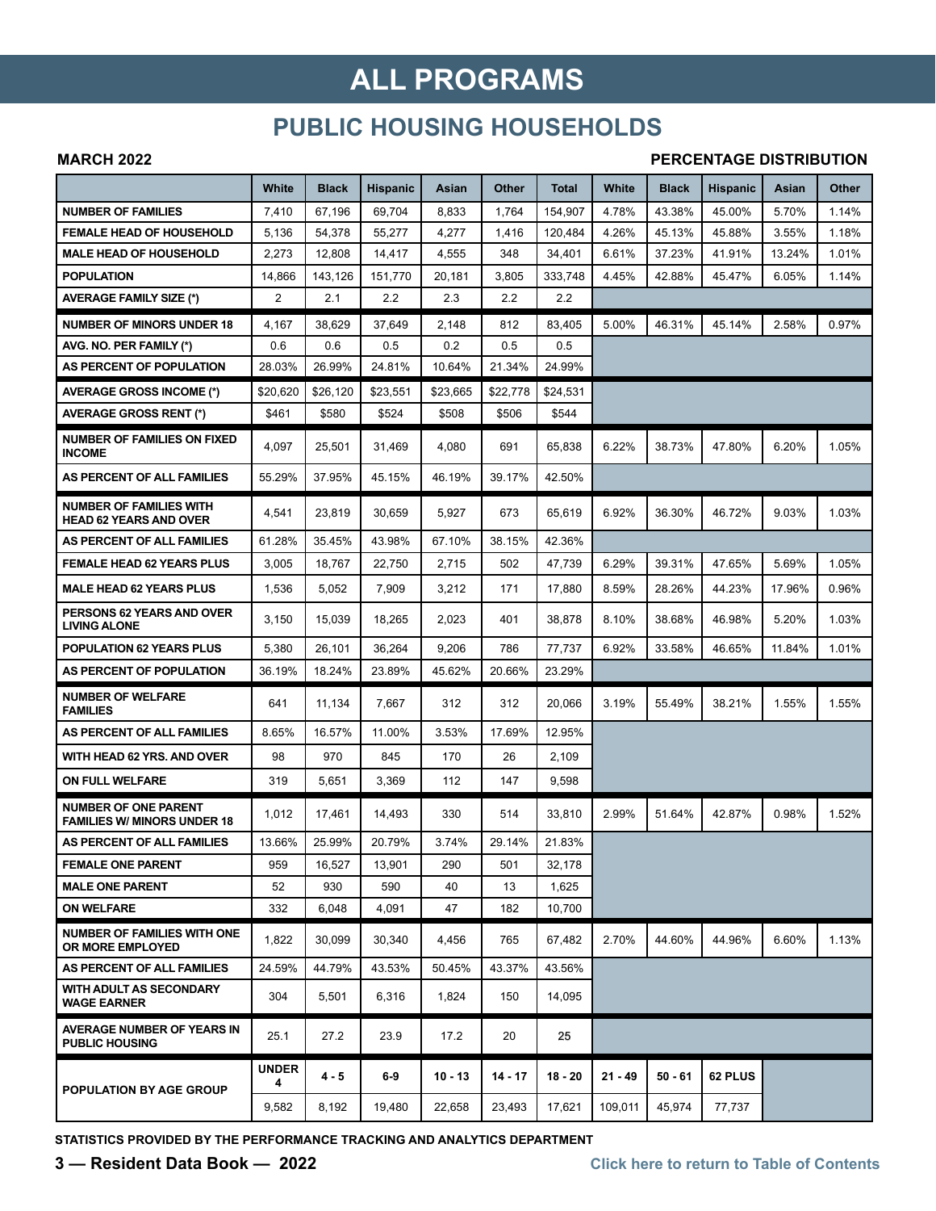# ALL PROGRAMS

## PUBLIC HOUSING HOUSEHOLDS

**MARCH 2022** | **PERCENTAGE DISTRIBUTION**

| | White | Black | Hispanic | Asian | Other | Total | White | Black | Hispanic | Asian | Other |
|---|---|---|---|---|---|---|---|---|---|---|---|
| **NUMBER OF FAMILIES** | 7,410 | 67,196 | 69,704 | 8,833 | 1,764 | 154,907 | 4.78% | 43.38% | 45.00% | 5.70% | 1.14% |
| **FEMALE HEAD OF HOUSEHOLD** | 5,136 | 54,378 | 55,277 | 4,277 | 1,416 | 120,484 | 4.26% | 45.13% | 45.88% | 3.55% | 1.18% |
| **MALE HEAD OF HOUSEHOLD** | 2,273 | 12,808 | 14,417 | 4,555 | 348 | 34,401 | 6.61% | 37.23% | 41.91% | 13.24% | 1.01% |
| **POPULATION** | 14,866 | 143,126 | 151,770 | 20,181 | 3,805 | 333,748 | 4.45% | 42.88% | 45.47% | 6.05% | 1.14% |
| **AVERAGE FAMILY SIZE (*)** | 2 | 2.1 | 2.2 | 2.3 | 2.2 | 2.2 | | | | | |
| **NUMBER OF MINORS UNDER 18** | 4,167 | 38,629 | 37,649 | 2,148 | 812 | 83,405 | 5.00% | 46.31% | 45.14% | 2.58% | 0.97% |
| **AVG. NO. PER FAMILY (*)** | 0.6 | 0.6 | 0.5 | 0.2 | 0.5 | 0.5 | | | | | |
| **AS PERCENT OF POPULATION** | 28.03% | 26.99% | 24.81% | 10.64% | 21.34% | 24.99% | | | | | |
| **AVERAGE GROSS INCOME (*)** | $20,620 | $26,120 | $23,551 | $23,665 | $22,778 | $24,531 | | | | | |
| **AVERAGE GROSS RENT (*)** | $461 | $580 | $524 | $508 | $506 | $544 | | | | | |
| **NUMBER OF FAMILIES ON FIXED INCOME** | 4,097 | 25,501 | 31,469 | 4,080 | 691 | 65,838 | 6.22% | 38.73% | 47.80% | 6.20% | 1.05% |
| **AS PERCENT OF ALL FAMILIES** | 55.29% | 37.95% | 45.15% | 46.19% | 39.17% | 42.50% | | | | | |
| **NUMBER OF FAMILIES WITH HEAD 62 YEARS AND OVER** | 4,541 | 23,819 | 30,659 | 5,927 | 673 | 65,619 | 6.92% | 36.30% | 46.72% | 9.03% | 1.03% |
| **AS PERCENT OF ALL FAMILIES** | 61.28% | 35.45% | 43.98% | 67.10% | 38.15% | 42.36% | | | | | |
| **FEMALE HEAD 62 YEARS PLUS** | 3,005 | 18,767 | 22,750 | 2,715 | 502 | 47,739 | 6.29% | 39.31% | 47.65% | 5.69% | 1.05% |
| **MALE HEAD 62 YEARS PLUS** | 1,536 | 5,052 | 7,909 | 3,212 | 171 | 17,880 | 8.59% | 28.26% | 44.23% | 17.96% | 0.96% |
| **PERSONS 62 YEARS AND OVER LIVING ALONE** | 3,150 | 15,039 | 18,265 | 2,023 | 401 | 38,878 | 8.10% | 38.68% | 46.98% | 5.20% | 1.03% |
| **POPULATION 62 YEARS PLUS** | 5,380 | 26,101 | 36,264 | 9,206 | 786 | 77,737 | 6.92% | 33.58% | 46.65% | 11.84% | 1.01% |
| **AS PERCENT OF POPULATION** | 36.19% | 18.24% | 23.89% | 45.62% | 20.66% | 23.29% | | | | | |
| **NUMBER OF WELFARE FAMILIES** | 641 | 11,134 | 7,667 | 312 | 312 | 20,066 | 3.19% | 55.49% | 38.21% | 1.55% | 1.55% |
| **AS PERCENT OF ALL FAMILIES** | 8.65% | 16.57% | 11.00% | 3.53% | 17.69% | 12.95% | | | | | |
| **WITH HEAD 62 YRS. AND OVER** | 98 | 970 | 845 | 170 | 26 | 2,109 | | | | | |
| **ON FULL WELFARE** | 319 | 5,651 | 3,369 | 112 | 147 | 9,598 | | | | | |
| **NUMBER OF ONE PARENT FAMILIES W/ MINORS UNDER 18** | 1,012 | 17,461 | 14,493 | 330 | 514 | 33,810 | 2.99% | 51.64% | 42.87% | 0.98% | 1.52% |
| **AS PERCENT OF ALL FAMILIES** | 13.66% | 25.99% | 20.79% | 3.74% | 29.14% | 21.83% | | | | | |
| **FEMALE ONE PARENT** | 959 | 16,527 | 13,901 | 290 | 501 | 32,178 | | | | | |
| **MALE ONE PARENT** | 52 | 930 | 590 | 40 | 13 | 1,625 | | | | | |
| **ON WELFARE** | 332 | 6,048 | 4,091 | 47 | 182 | 10,700 | | | | | |
| **NUMBER OF FAMILIES WITH ONE OR MORE EMPLOYED** | 1,822 | 30,099 | 30,340 | 4,456 | 765 | 67,482 | 2.70% | 44.60% | 44.96% | 6.60% | 1.13% |
| **AS PERCENT OF ALL FAMILIES** | 24.59% | 44.79% | 43.53% | 50.45% | 43.37% | 43.56% | | | | | |
| **WITH ADULT AS SECONDARY WAGE EARNER** | 304 | 5,501 | 6,316 | 1,824 | 150 | 14,095 | | | | | |
| **AVERAGE NUMBER OF YEARS IN PUBLIC HOUSING** | 25.1 | 27.2 | 23.9 | 17.2 | 20 | 25 | | | | | |
| **POPULATION BY AGE GROUP** | **UNDER 4** | **4 - 5** | **6-9** | **10 - 13** | **14 - 17** | **18 - 20** | **21 - 49** | **50 - 61** | **62 PLUS** | | |
| | 9,582 | 8,192 | 19,480 | 22,658 | 23,493 | 17,621 | 109,011 | 45,974 | 77,737 | | |

STATISTICS PROVIDED BY THE PERFORMANCE TRACKING AND ANALYTICS DEPARTMENT

Click here to return to Table of Contents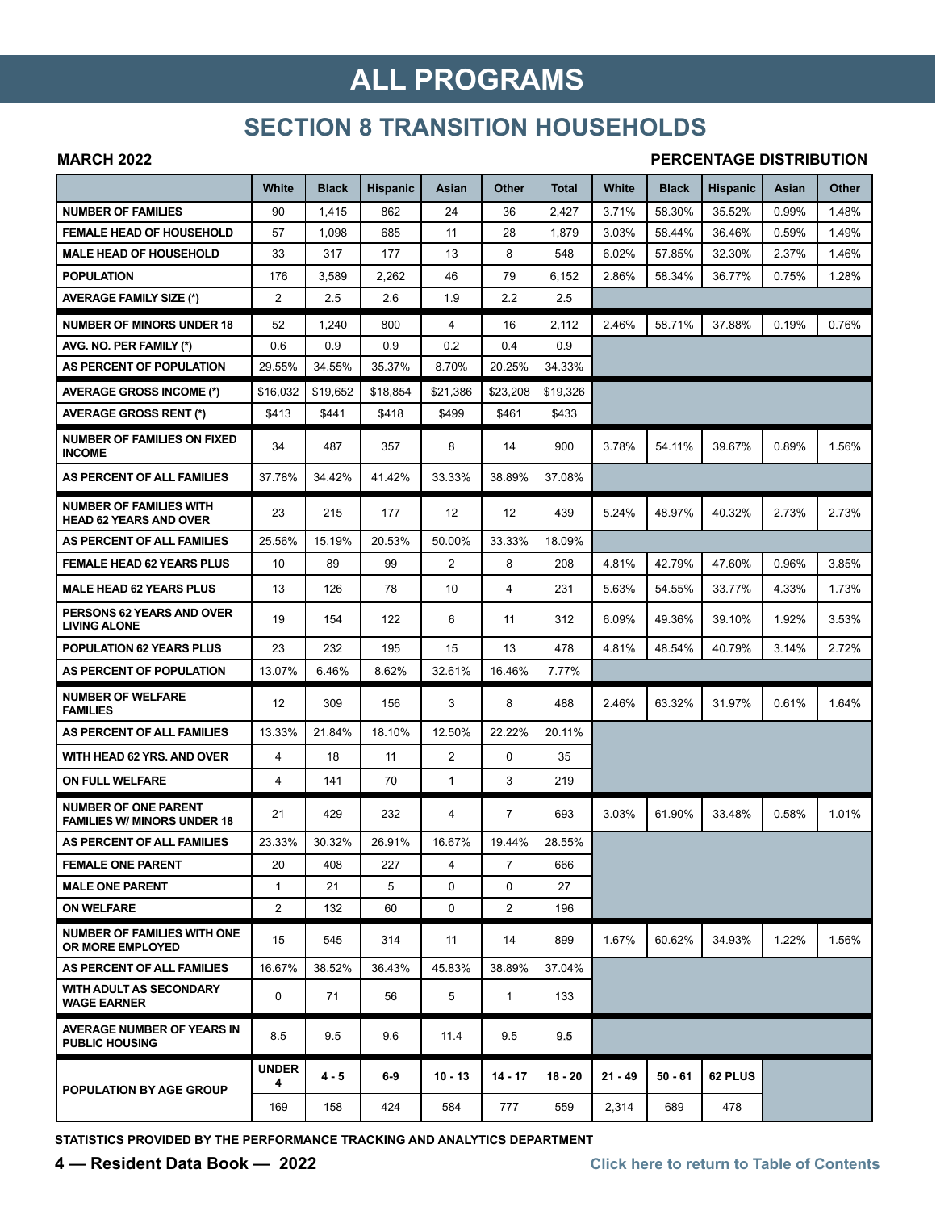# ALL PROGRAMS

## SECTION 8 TRANSITION HOUSEHOLDS

**MARCH 2022** | **PERCENTAGE DISTRIBUTION**

| | White | Black | Hispanic | Asian | Other | Total | White | Black | Hispanic | Asian | Other |
|---|---|---|---|---|---|---|---|---|---|---|---|
| **NUMBER OF FAMILIES** | 90 | 1,415 | 862 | 24 | 36 | 2,427 | 3.71% | 58.30% | 35.52% | 0.99% | 1.48% |
| **FEMALE HEAD OF HOUSEHOLD** | 57 | 1,098 | 685 | 11 | 28 | 1,879 | 3.03% | 58.44% | 36.46% | 0.59% | 1.49% |
| **MALE HEAD OF HOUSEHOLD** | 33 | 317 | 177 | 13 | 8 | 548 | 6.02% | 57.85% | 32.30% | 2.37% | 1.46% |
| **POPULATION** | 176 | 3,589 | 2,262 | 46 | 79 | 6,152 | 2.86% | 58.34% | 36.77% | 0.75% | 1.28% |
| **AVERAGE FAMILY SIZE (*)** | 2 | 2.5 | 2.6 | 1.9 | 2.2 | 2.5 | | | | | |
| **NUMBER OF MINORS UNDER 18** | 52 | 1,240 | 800 | 4 | 16 | 2,112 | 2.46% | 58.71% | 37.88% | 0.19% | 0.76% |
| **AVG. NO. PER FAMILY (*)** | 0.6 | 0.9 | 0.9 | 0.2 | 0.4 | 0.9 | | | | | |
| **AS PERCENT OF POPULATION** | 29.55% | 34.55% | 35.37% | 8.70% | 20.25% | 34.33% | | | | | |
| **AVERAGE GROSS INCOME (*)** | $16,032 | $19,652 | $18,854 | $21,386 | $23,208 | $19,326 | | | | | |
| **AVERAGE GROSS RENT (*)** | $413 | $441 | $418 | $499 | $461 | $433 | | | | | |
| **NUMBER OF FAMILIES ON FIXED INCOME** | 34 | 487 | 357 | 8 | 14 | 900 | 3.78% | 54.11% | 39.67% | 0.89% | 1.56% |
| **AS PERCENT OF ALL FAMILIES** | 37.78% | 34.42% | 41.42% | 33.33% | 38.89% | 37.08% | | | | | |
| **NUMBER OF FAMILIES WITH HEAD 62 YEARS AND OVER** | 23 | 215 | 177 | 12 | 12 | 439 | 5.24% | 48.97% | 40.32% | 2.73% | 2.73% |
| **AS PERCENT OF ALL FAMILIES** | 25.56% | 15.19% | 20.53% | 50.00% | 33.33% | 18.09% | | | | | |
| **FEMALE HEAD 62 YEARS PLUS** | 10 | 89 | 99 | 2 | 8 | 208 | 4.81% | 42.79% | 47.60% | 0.96% | 3.85% |
| **MALE HEAD 62 YEARS PLUS** | 13 | 126 | 78 | 10 | 4 | 231 | 5.63% | 54.55% | 33.77% | 4.33% | 1.73% |
| **PERSONS 62 YEARS AND OVER LIVING ALONE** | 19 | 154 | 122 | 6 | 11 | 312 | 6.09% | 49.36% | 39.10% | 1.92% | 3.53% |
| **POPULATION 62 YEARS PLUS** | 23 | 232 | 195 | 15 | 13 | 478 | 4.81% | 48.54% | 40.79% | 3.14% | 2.72% |
| **AS PERCENT OF POPULATION** | 13.07% | 6.46% | 8.62% | 32.61% | 16.46% | 7.77% | | | | | |
| **NUMBER OF WELFARE FAMILIES** | 12 | 309 | 156 | 3 | 8 | 488 | 2.46% | 63.32% | 31.97% | 0.61% | 1.64% |
| **AS PERCENT OF ALL FAMILIES** | 13.33% | 21.84% | 18.10% | 12.50% | 22.22% | 20.11% | | | | | |
| **WITH HEAD 62 YRS. AND OVER** | 4 | 18 | 11 | 2 | 0 | 35 | | | | | |
| **ON FULL WELFARE** | 4 | 141 | 70 | 1 | 3 | 219 | | | | | |
| **NUMBER OF ONE PARENT FAMILIES W/ MINORS UNDER 18** | 21 | 429 | 232 | 4 | 7 | 693 | 3.03% | 61.90% | 33.48% | 0.58% | 1.01% |
| **AS PERCENT OF ALL FAMILIES** | 23.33% | 30.32% | 26.91% | 16.67% | 19.44% | 28.55% | | | | | |
| **FEMALE ONE PARENT** | 20 | 408 | 227 | 4 | 7 | 666 | | | | | |
| **MALE ONE PARENT** | 1 | 21 | 5 | 0 | 0 | 27 | | | | | |
| **ON WELFARE** | 2 | 132 | 60 | 0 | 2 | 196 | | | | | |
| **NUMBER OF FAMILIES WITH ONE OR MORE EMPLOYED** | 15 | 545 | 314 | 11 | 14 | 899 | 1.67% | 60.62% | 34.93% | 1.22% | 1.56% |
| **AS PERCENT OF ALL FAMILIES** | 16.67% | 38.52% | 36.43% | 45.83% | 38.89% | 37.04% | | | | | |
| **WITH ADULT AS SECONDARY WAGE EARNER** | 0 | 71 | 56 | 5 | 1 | 133 | | | | | |
| **AVERAGE NUMBER OF YEARS IN PUBLIC HOUSING** | 8.5 | 9.5 | 9.6 | 11.4 | 9.5 | 9.5 | | | | | |
| **POPULATION BY AGE GROUP** | **UNDER 4** | **4 - 5** | **6-9** | **10 - 13** | **14 - 17** | **18 - 20** | **21 - 49** | **50 - 61** | **62 PLUS** | | |
| | 169 | 158 | 424 | 584 | 777 | 559 | 2,314 | 689 | 478 | | |

**STATISTICS PROVIDED BY THE PERFORMANCE TRACKING AND ANALYTICS DEPARTMENT**

**Click here to return to Table of Contents**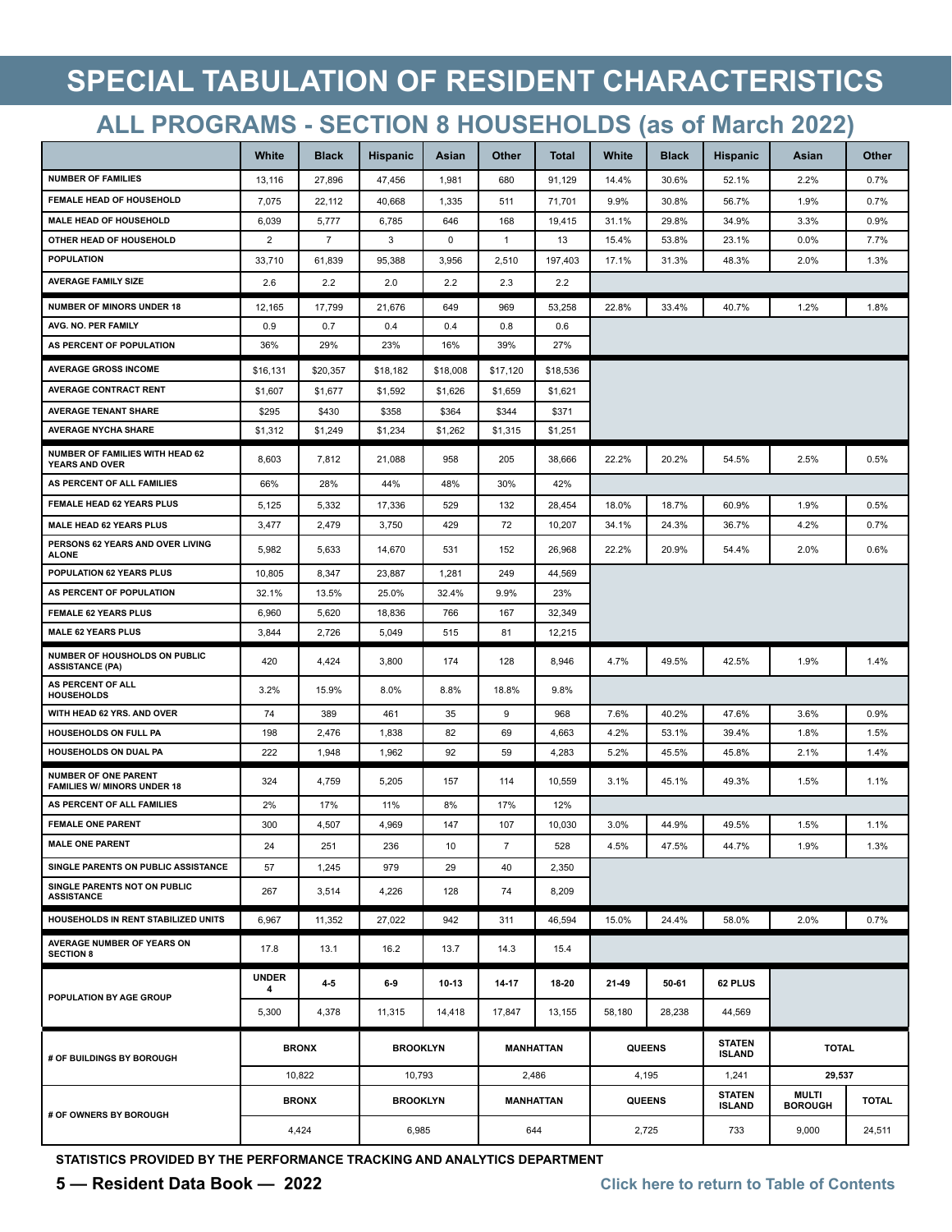# SPECIAL TABULATION OF RESIDENT CHARACTERISTICS

## ALL PROGRAMS - SECTION 8 HOUSEHOLDS (as of March 2022)

| | White | Black | Hispanic | Asian | Other | Total | White | Black | Hispanic | Asian | Other |
|---|---|---|---|---|---|---|---|---|---|---|---|
| NUMBER OF FAMILIES | 13,116 | 27,896 | 47,456 | 1,981 | 680 | 91,129 | 14.4% | 30.6% | 52.1% | 2.2% | 0.7% |
| FEMALE HEAD OF HOUSEHOLD | 7,075 | 22,112 | 40,668 | 1,335 | 511 | 71,701 | 9.9% | 30.8% | 56.7% | 1.9% | 0.7% |
| MALE HEAD OF HOUSEHOLD | 6,039 | 5,777 | 6,785 | 646 | 168 | 19,415 | 31.1% | 29.8% | 34.9% | 3.3% | 0.9% |
| OTHER HEAD OF HOUSEHOLD | 2 | 7 | 3 | 0 | 1 | 13 | 15.4% | 53.8% | 23.1% | 0.0% | 7.7% |
| POPULATION | 33,710 | 61,839 | 95,388 | 3,956 | 2,510 | 197,403 | 17.1% | 31.3% | 48.3% | 2.0% | 1.3% |
| AVERAGE FAMILY SIZE | 2.6 | 2.2 | 2.0 | 2.2 | 2.3 | 2.2 | | | | | |
| NUMBER OF MINORS UNDER 18 | 12,165 | 17,799 | 21,676 | 649 | 969 | 53,258 | 22.8% | 33.4% | 40.7% | 1.2% | 1.8% |
| AVG. NO. PER FAMILY | 0.9 | 0.7 | 0.4 | 0.4 | 0.8 | 0.6 | | | | | |
| AS PERCENT OF POPULATION | 36% | 29% | 23% | 16% | 39% | 27% | | | | | |
| AVERAGE GROSS INCOME | $16,131 | $20,357 | $18,182 | $18,008 | $17,120 | $18,536 | | | | | |
| AVERAGE CONTRACT RENT | $1,607 | $1,677 | $1,592 | $1,626 | $1,659 | $1,621 | | | | | |
| AVERAGE TENANT SHARE | $295 | $430 | $358 | $364 | $344 | $371 | | | | | |
| AVERAGE NYCHA SHARE | $1,312 | $1,249 | $1,234 | $1,262 | $1,315 | $1,251 | | | | | |
| NUMBER OF FAMILIES WITH HEAD 62 YEARS AND OVER | 8,603 | 7,812 | 21,088 | 958 | 205 | 38,666 | 22.2% | 20.2% | 54.5% | 2.5% | 0.5% |
| AS PERCENT OF ALL FAMILIES | 66% | 28% | 44% | 48% | 30% | 42% | | | | | |
| FEMALE HEAD 62 YEARS PLUS | 5,125 | 5,332 | 17,336 | 529 | 132 | 28,454 | 18.0% | 18.7% | 60.9% | 1.9% | 0.5% |
| MALE HEAD 62 YEARS PLUS | 3,477 | 2,479 | 3,750 | 429 | 72 | 10,207 | 34.1% | 24.3% | 36.7% | 4.2% | 0.7% |
| PERSONS 62 YEARS AND OVER LIVING ALONE | 5,982 | 5,633 | 14,670 | 531 | 152 | 26,968 | 22.2% | 20.9% | 54.4% | 2.0% | 0.6% |
| POPULATION 62 YEARS PLUS | 10,805 | 8,347 | 23,887 | 1,281 | 249 | 44,569 | | | | | |
| AS PERCENT OF POPULATION | 32.1% | 13.5% | 25.0% | 32.4% | 9.9% | 23% | | | | | |
| FEMALE 62 YEARS PLUS | 6,960 | 5,620 | 18,836 | 766 | 167 | 32,349 | | | | | |
| MALE 62 YEARS PLUS | 3,844 | 2,726 | 5,049 | 515 | 81 | 12,215 | | | | | |
| NUMBER OF HOUSHOLDS ON PUBLIC ASSISTANCE (PA) | 420 | 4,424 | 3,800 | 174 | 128 | 8,946 | 4.7% | 49.5% | 42.5% | 1.9% | 1.4% |
| AS PERCENT OF ALL HOUSEHOLDS | 3.2% | 15.9% | 8.0% | 8.8% | 18.8% | 9.8% | | | | | |
| WITH HEAD 62 YRS. AND OVER | 74 | 389 | 461 | 35 | 9 | 968 | 7.6% | 40.2% | 47.6% | 3.6% | 0.9% |
| HOUSEHOLDS ON FULL PA | 198 | 2,476 | 1,838 | 82 | 69 | 4,663 | 4.2% | 53.1% | 39.4% | 1.8% | 1.5% |
| HOUSEHOLDS ON DUAL PA | 222 | 1,948 | 1,962 | 92 | 59 | 4,283 | 5.2% | 45.5% | 45.8% | 2.1% | 1.4% |
| NUMBER OF ONE PARENT FAMILIES W/ MINORS UNDER 18 | 324 | 4,759 | 5,205 | 157 | 114 | 10,559 | 3.1% | 45.1% | 49.3% | 1.5% | 1.1% |
| AS PERCENT OF ALL FAMILIES | 2% | 17% | 11% | 8% | 17% | 12% | | | | | |
| FEMALE ONE PARENT | 300 | 4,507 | 4,969 | 147 | 107 | 10,030 | 3.0% | 44.9% | 49.5% | 1.5% | 1.1% |
| MALE ONE PARENT | 24 | 251 | 236 | 10 | 7 | 528 | 4.5% | 47.5% | 44.7% | 1.9% | 1.3% |
| SINGLE PARENTS ON PUBLIC ASSISTANCE | 57 | 1,245 | 979 | 29 | 40 | 2,350 | | | | | |
| SINGLE PARENTS NOT ON PUBLIC ASSISTANCE | 267 | 3,514 | 4,226 | 128 | 74 | 8,209 | | | | | |
| HOUSEHOLDS IN RENT STABILIZED UNITS | 6,967 | 11,352 | 27,022 | 942 | 311 | 46,594 | 15.0% | 24.4% | 58.0% | 2.0% | 0.7% |
| AVERAGE NUMBER OF YEARS ON SECTION 8 | 17.8 | 13.1 | 16.2 | 13.7 | 14.3 | 15.4 | | | | | |
| POPULATION BY AGE GROUP | UNDER 4 | 4-5 | 6-9 | 10-13 | 14-17 | 18-20 | 21-49 | 50-61 | 62 PLUS | | |
| | 5,300 | 4,378 | 11,315 | 14,418 | 17,847 | 13,155 | 58,180 | 28,238 | 44,569 | | |

| # OF BUILDINGS BY BOROUGH | BRONX | BROOKLYN | MANHATTAN | QUEENS | STATEN ISLAND | TOTAL |
|---|---|---|---|---|---|---|
| | 10,822 | 10,793 | 2,486 | 4,195 | 1,241 | 29,537 |

| # OF OWNERS BY BOROUGH | BRONX | BROOKLYN | MANHATTAN | QUEENS | STATEN ISLAND | MULTI BOROUGH | TOTAL |
|---|---|---|---|---|---|---|---|
| | 4,424 | 6,985 | 644 | 2,725 | 733 | 9,000 | 24,511 |

**STATISTICS PROVIDED BY THE PERFORMANCE TRACKING AND ANALYTICS DEPARTMENT**

Click here to return to Table of Contents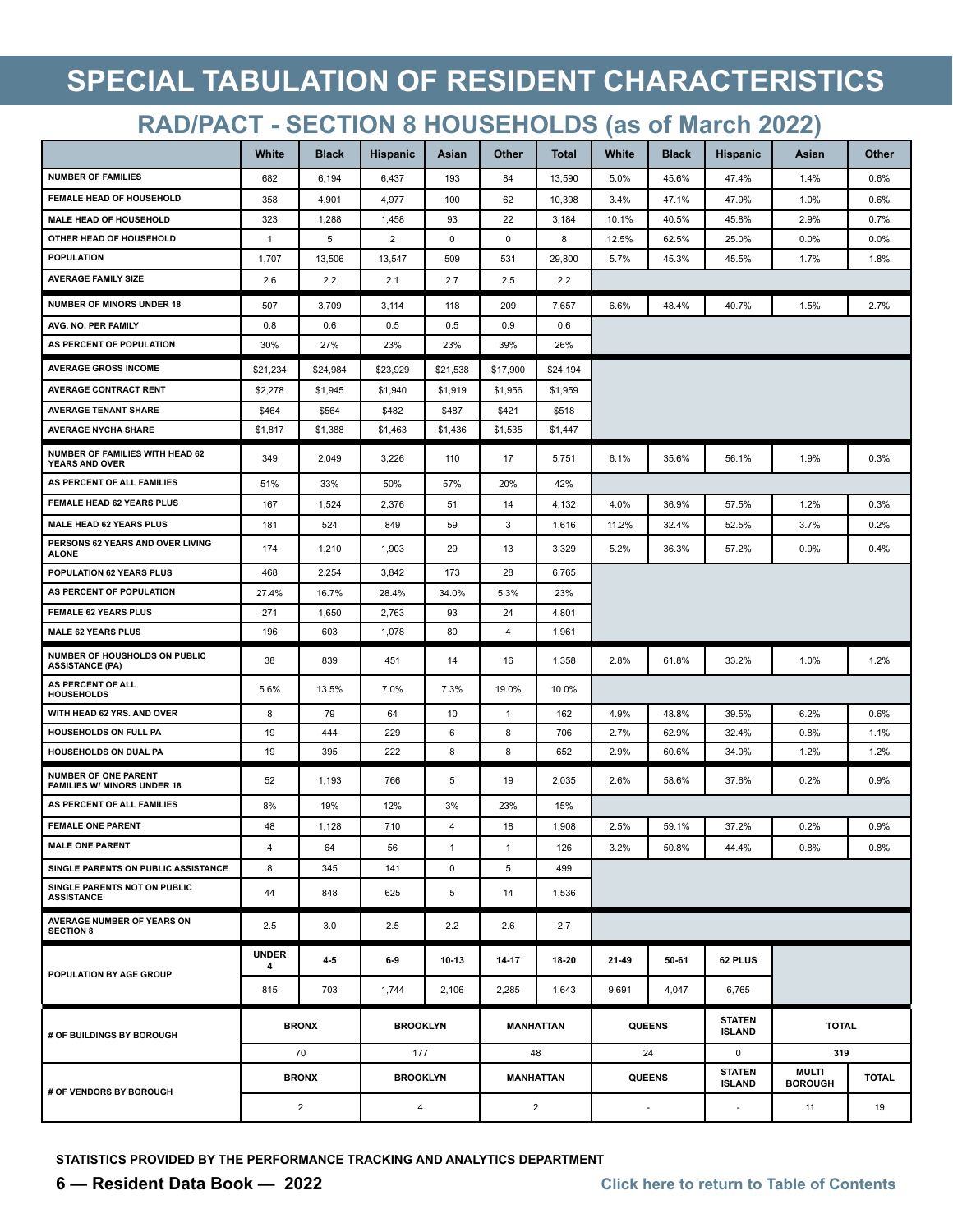# SPECIAL TABULATION OF RESIDENT CHARACTERISTICS

## RAD/PACT - SECTION 8 HOUSEHOLDS (as of March 2022)

| | White | Black | Hispanic | Asian | Other | Total | White | Black | Hispanic | Asian | Other |
|---|---|---|---|---|---|---|---|---|---|---|---|
| NUMBER OF FAMILIES | 682 | 6,194 | 6,437 | 193 | 84 | 13,590 | 5.0% | 45.6% | 47.4% | 1.4% | 0.6% |
| FEMALE HEAD OF HOUSEHOLD | 358 | 4,901 | 4,977 | 100 | 62 | 10,398 | 3.4% | 47.1% | 47.9% | 1.0% | 0.6% |
| MALE HEAD OF HOUSEHOLD | 323 | 1,288 | 1,458 | 93 | 22 | 3,184 | 10.1% | 40.5% | 45.8% | 2.9% | 0.7% |
| OTHER HEAD OF HOUSEHOLD | 1 | 5 | 2 | 0 | 0 | 8 | 12.5% | 62.5% | 25.0% | 0.0% | 0.0% |
| POPULATION | 1,707 | 13,506 | 13,547 | 509 | 531 | 29,800 | 5.7% | 45.3% | 45.5% | 1.7% | 1.8% |
| AVERAGE FAMILY SIZE | 2.6 | 2.2 | 2.1 | 2.7 | 2.5 | 2.2 | | | | | |
| NUMBER OF MINORS UNDER 18 | 507 | 3,709 | 3,114 | 118 | 209 | 7,657 | 6.6% | 48.4% | 40.7% | 1.5% | 2.7% |
| AVG. NO. PER FAMILY | 0.8 | 0.6 | 0.5 | 0.5 | 0.9 | 0.6 | | | | | |
| AS PERCENT OF POPULATION | 30% | 27% | 23% | 23% | 39% | 26% | | | | | |
| AVERAGE GROSS INCOME | $21,234 | $24,984 | $23,929 | $21,538 | $17,900 | $24,194 | | | | | |
| AVERAGE CONTRACT RENT | $2,278 | $1,945 | $1,940 | $1,919 | $1,956 | $1,959 | | | | | |
| AVERAGE TENANT SHARE | $464 | $564 | $482 | $487 | $421 | $518 | | | | | |
| AVERAGE NYCHA SHARE | $1,817 | $1,388 | $1,463 | $1,436 | $1,535 | $1,447 | | | | | |
| NUMBER OF FAMILIES WITH HEAD 62 YEARS AND OVER | 349 | 2,049 | 3,226 | 110 | 17 | 5,751 | 6.1% | 35.6% | 56.1% | 1.9% | 0.3% |
| AS PERCENT OF ALL FAMILIES | 51% | 33% | 50% | 57% | 20% | 42% | | | | | |
| FEMALE HEAD 62 YEARS PLUS | 167 | 1,524 | 2,376 | 51 | 14 | 4,132 | 4.0% | 36.9% | 57.5% | 1.2% | 0.3% |
| MALE HEAD 62 YEARS PLUS | 181 | 524 | 849 | 59 | 3 | 1,616 | 11.2% | 32.4% | 52.5% | 3.7% | 0.2% |
| PERSONS 62 YEARS AND OVER LIVING ALONE | 174 | 1,210 | 1,903 | 29 | 13 | 3,329 | 5.2% | 36.3% | 57.2% | 0.9% | 0.4% |
| POPULATION 62 YEARS PLUS | 468 | 2,254 | 3,842 | 173 | 28 | 6,765 | | | | | |
| AS PERCENT OF POPULATION | 27.4% | 16.7% | 28.4% | 34.0% | 5.3% | 23% | | | | | |
| FEMALE 62 YEARS PLUS | 271 | 1,650 | 2,763 | 93 | 24 | 4,801 | | | | | |
| MALE 62 YEARS PLUS | 196 | 603 | 1,078 | 80 | 4 | 1,961 | | | | | |
| NUMBER OF HOUSHOLDS ON PUBLIC ASSISTANCE (PA) | 38 | 839 | 451 | 14 | 16 | 1,358 | 2.8% | 61.8% | 33.2% | 1.0% | 1.2% |
| AS PERCENT OF ALL HOUSEHOLDS | 5.6% | 13.5% | 7.0% | 7.3% | 19.0% | 10.0% | | | | | |
| WITH HEAD 62 YRS. AND OVER | 8 | 79 | 64 | 10 | 1 | 162 | 4.9% | 48.8% | 39.5% | 6.2% | 0.6% |
| HOUSEHOLDS ON FULL PA | 19 | 444 | 229 | 6 | 8 | 706 | 2.7% | 62.9% | 32.4% | 0.8% | 1.1% |
| HOUSEHOLDS ON DUAL PA | 19 | 395 | 222 | 8 | 8 | 652 | 2.9% | 60.6% | 34.0% | 1.2% | 1.2% |
| NUMBER OF ONE PARENT FAMILIES W/ MINORS UNDER 18 | 52 | 1,193 | 766 | 5 | 19 | 2,035 | 2.6% | 58.6% | 37.6% | 0.2% | 0.9% |
| AS PERCENT OF ALL FAMILIES | 8% | 19% | 12% | 3% | 23% | 15% | | | | | |
| FEMALE ONE PARENT | 48 | 1,128 | 710 | 4 | 18 | 1,908 | 2.5% | 59.1% | 37.2% | 0.2% | 0.9% |
| MALE ONE PARENT | 4 | 64 | 56 | 1 | 1 | 126 | 3.2% | 50.8% | 44.4% | 0.8% | 0.8% |
| SINGLE PARENTS ON PUBLIC ASSISTANCE | 8 | 345 | 141 | 0 | 5 | 499 | | | | | |
| SINGLE PARENTS NOT ON PUBLIC ASSISTANCE | 44 | 848 | 625 | 5 | 14 | 1,536 | | | | | |
| AVERAGE NUMBER OF YEARS ON SECTION 8 | 2.5 | 3.0 | 2.5 | 2.2 | 2.6 | 2.7 | | | | | |

| POPULATION BY AGE GROUP | UNDER 4 | 4-5 | 6-9 | 10-13 | 14-17 | 18-20 | 21-49 | 50-61 | 62 PLUS |
|---|---|---|---|---|---|---|---|---|---|
| | 815 | 703 | 1,744 | 2,106 | 2,285 | 1,643 | 9,691 | 4,047 | 6,765 |

| # OF BUILDINGS BY BOROUGH | BRONX | BROOKLYN | MANHATTAN | QUEENS | STATEN ISLAND | TOTAL |
|---|---|---|---|---|---|---|
| | 70 | 177 | 48 | 24 | 0 | 319 |

| # OF VENDORS BY BOROUGH | BRONX | BROOKLYN | MANHATTAN | QUEENS | STATEN ISLAND | MULTI BOROUGH | TOTAL |
|---|---|---|---|---|---|---|---|
| | 2 | 4 | 2 | - | - | 11 | 19 |

**STATISTICS PROVIDED BY THE PERFORMANCE TRACKING AND ANALYTICS DEPARTMENT**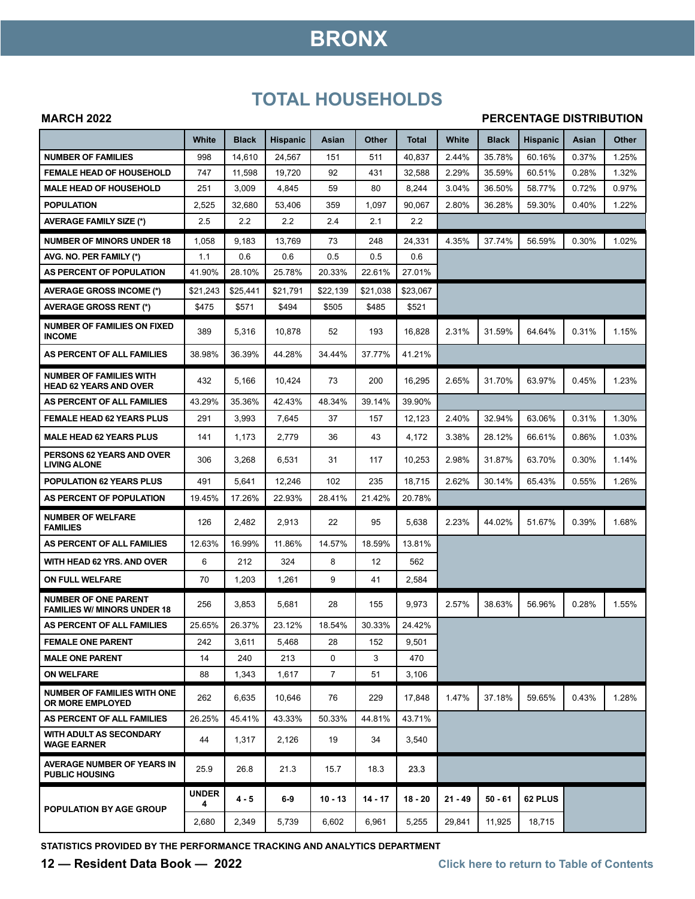# BRONX

## TOTAL HOUSEHOLDS

**MARCH 2022** **PERCENTAGE DISTRIBUTION**

| | White | Black | Hispanic | Asian | Other | Total | White | Black | Hispanic | Asian | Other |
|---|---|---|---|---|---|---|---|---|---|---|---|
| NUMBER OF FAMILIES | 998 | 14,610 | 24,567 | 151 | 511 | 40,837 | 2.44% | 35.78% | 60.16% | 0.37% | 1.25% |
| FEMALE HEAD OF HOUSEHOLD | 747 | 11,598 | 19,720 | 92 | 431 | 32,588 | 2.29% | 35.59% | 60.51% | 0.28% | 1.32% |
| MALE HEAD OF HOUSEHOLD | 251 | 3,009 | 4,845 | 59 | 80 | 8,244 | 3.04% | 36.50% | 58.77% | 0.72% | 0.97% |
| POPULATION | 2,525 | 32,680 | 53,406 | 359 | 1,097 | 90,067 | 2.80% | 36.28% | 59.30% | 0.40% | 1.22% |
| AVERAGE FAMILY SIZE (*) | 2.5 | 2.2 | 2.2 | 2.4 | 2.1 | 2.2 | | | | | |
| NUMBER OF MINORS UNDER 18 | 1,058 | 9,183 | 13,769 | 73 | 248 | 24,331 | 4.35% | 37.74% | 56.59% | 0.30% | 1.02% |
| AVG. NO. PER FAMILY (*) | 1.1 | 0.6 | 0.6 | 0.5 | 0.5 | 0.6 | | | | | |
| AS PERCENT OF POPULATION | 41.90% | 28.10% | 25.78% | 20.33% | 22.61% | 27.01% | | | | | |
| AVERAGE GROSS INCOME (*) | $21,243 | $25,441 | $21,791 | $22,139 | $21,038 | $23,067 | | | | | |
| AVERAGE GROSS RENT (*) | $475 | $571 | $494 | $505 | $485 | $521 | | | | | |
| NUMBER OF FAMILIES ON FIXED INCOME | 389 | 5,316 | 10,878 | 52 | 193 | 16,828 | 2.31% | 31.59% | 64.64% | 0.31% | 1.15% |
| AS PERCENT OF ALL FAMILIES | 38.98% | 36.39% | 44.28% | 34.44% | 37.77% | 41.21% | | | | | |
| NUMBER OF FAMILIES WITH HEAD 62 YEARS AND OVER | 432 | 5,166 | 10,424 | 73 | 200 | 16,295 | 2.65% | 31.70% | 63.97% | 0.45% | 1.23% |
| AS PERCENT OF ALL FAMILIES | 43.29% | 35.36% | 42.43% | 48.34% | 39.14% | 39.90% | | | | | |
| FEMALE HEAD 62 YEARS PLUS | 291 | 3,993 | 7,645 | 37 | 157 | 12,123 | 2.40% | 32.94% | 63.06% | 0.31% | 1.30% |
| MALE HEAD 62 YEARS PLUS | 141 | 1,173 | 2,779 | 36 | 43 | 4,172 | 3.38% | 28.12% | 66.61% | 0.86% | 1.03% |
| PERSONS 62 YEARS AND OVER LIVING ALONE | 306 | 3,268 | 6,531 | 31 | 117 | 10,253 | 2.98% | 31.87% | 63.70% | 0.30% | 1.14% |
| POPULATION 62 YEARS PLUS | 491 | 5,641 | 12,246 | 102 | 235 | 18,715 | 2.62% | 30.14% | 65.43% | 0.55% | 1.26% |
| AS PERCENT OF POPULATION | 19.45% | 17.26% | 22.93% | 28.41% | 21.42% | 20.78% | | | | | |
| NUMBER OF WELFARE FAMILIES | 126 | 2,482 | 2,913 | 22 | 95 | 5,638 | 2.23% | 44.02% | 51.67% | 0.39% | 1.68% |
| AS PERCENT OF ALL FAMILIES | 12.63% | 16.99% | 11.86% | 14.57% | 18.59% | 13.81% | | | | | |
| WITH HEAD 62 YRS. AND OVER | 6 | 212 | 324 | 8 | 12 | 562 | | | | | |
| ON FULL WELFARE | 70 | 1,203 | 1,261 | 9 | 41 | 2,584 | | | | | |
| NUMBER OF ONE PARENT FAMILIES W/ MINORS UNDER 18 | 256 | 3,853 | 5,681 | 28 | 155 | 9,973 | 2.57% | 38.63% | 56.96% | 0.28% | 1.55% |
| AS PERCENT OF ALL FAMILIES | 25.65% | 26.37% | 23.12% | 18.54% | 30.33% | 24.42% | | | | | |
| FEMALE ONE PARENT | 242 | 3,611 | 5,468 | 28 | 152 | 9,501 | | | | | |
| MALE ONE PARENT | 14 | 240 | 213 | 0 | 3 | 470 | | | | | |
| ON WELFARE | 88 | 1,343 | 1,617 | 7 | 51 | 3,106 | | | | | |
| NUMBER OF FAMILIES WITH ONE OR MORE EMPLOYED | 262 | 6,635 | 10,646 | 76 | 229 | 17,848 | 1.47% | 37.18% | 59.65% | 0.43% | 1.28% |
| AS PERCENT OF ALL FAMILIES | 26.25% | 45.41% | 43.33% | 50.33% | 44.81% | 43.71% | | | | | |
| WITH ADULT AS SECONDARY WAGE EARNER | 44 | 1,317 | 2,126 | 19 | 34 | 3,540 | | | | | |
| AVERAGE NUMBER OF YEARS IN PUBLIC HOUSING | 25.9 | 26.8 | 21.3 | 15.7 | 18.3 | 23.3 | | | | | |
| POPULATION BY AGE GROUP | UNDER 4 | 4 - 5 | 6-9 | 10 - 13 | 14 - 17 | 18 - 20 | 21 - 49 | 50 - 61 | 62 PLUS | | |
| | 2,680 | 2,349 | 5,739 | 6,602 | 6,961 | 5,255 | 29,841 | 11,925 | 18,715 | | |

STATISTICS PROVIDED BY THE PERFORMANCE TRACKING AND ANALYTICS DEPARTMENT

Click here to return to Table of Contents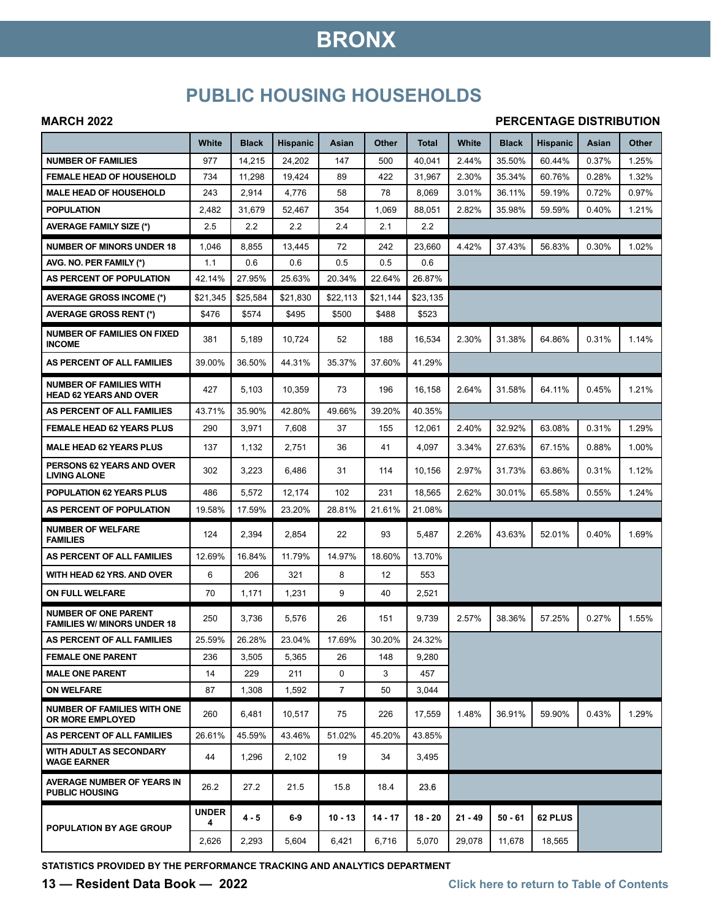# BRONX

## PUBLIC HOUSING HOUSEHOLDS

**MARCH 2022** **PERCENTAGE DISTRIBUTION**

| | White | Black | Hispanic | Asian | Other | Total | White | Black | Hispanic | Asian | Other |
|---|---|---|---|---|---|---|---|---|---|---|---|
| NUMBER OF FAMILIES | 977 | 14,215 | 24,202 | 147 | 500 | 40,041 | 2.44% | 35.50% | 60.44% | 0.37% | 1.25% |
| FEMALE HEAD OF HOUSEHOLD | 734 | 11,298 | 19,424 | 89 | 422 | 31,967 | 2.30% | 35.34% | 60.76% | 0.28% | 1.32% |
| MALE HEAD OF HOUSEHOLD | 243 | 2,914 | 4,776 | 58 | 78 | 8,069 | 3.01% | 36.11% | 59.19% | 0.72% | 0.97% |
| POPULATION | 2,482 | 31,679 | 52,467 | 354 | 1,069 | 88,051 | 2.82% | 35.98% | 59.59% | 0.40% | 1.21% |
| AVERAGE FAMILY SIZE (*) | 2.5 | 2.2 | 2.2 | 2.4 | 2.1 | 2.2 | | | | | |
| NUMBER OF MINORS UNDER 18 | 1,046 | 8,855 | 13,445 | 72 | 242 | 23,660 | 4.42% | 37.43% | 56.83% | 0.30% | 1.02% |
| AVG. NO. PER FAMILY (*) | 1.1 | 0.6 | 0.6 | 0.5 | 0.5 | 0.6 | | | | | |
| AS PERCENT OF POPULATION | 42.14% | 27.95% | 25.63% | 20.34% | 22.64% | 26.87% | | | | | |
| AVERAGE GROSS INCOME (*) | $21,345 | $25,584 | $21,830 | $22,113 | $21,144 | $23,135 | | | | | |
| AVERAGE GROSS RENT (*) | $476 | $574 | $495 | $500 | $488 | $523 | | | | | |
| NUMBER OF FAMILIES ON FIXED INCOME | 381 | 5,189 | 10,724 | 52 | 188 | 16,534 | 2.30% | 31.38% | 64.86% | 0.31% | 1.14% |
| AS PERCENT OF ALL FAMILIES | 39.00% | 36.50% | 44.31% | 35.37% | 37.60% | 41.29% | | | | | |
| NUMBER OF FAMILIES WITH HEAD 62 YEARS AND OVER | 427 | 5,103 | 10,359 | 73 | 196 | 16,158 | 2.64% | 31.58% | 64.11% | 0.45% | 1.21% |
| AS PERCENT OF ALL FAMILIES | 43.71% | 35.90% | 42.80% | 49.66% | 39.20% | 40.35% | | | | | |
| FEMALE HEAD 62 YEARS PLUS | 290 | 3,971 | 7,608 | 37 | 155 | 12,061 | 2.40% | 32.92% | 63.08% | 0.31% | 1.29% |
| MALE HEAD 62 YEARS PLUS | 137 | 1,132 | 2,751 | 36 | 41 | 4,097 | 3.34% | 27.63% | 67.15% | 0.88% | 1.00% |
| PERSONS 62 YEARS AND OVER LIVING ALONE | 302 | 3,223 | 6,486 | 31 | 114 | 10,156 | 2.97% | 31.73% | 63.86% | 0.31% | 1.12% |
| POPULATION 62 YEARS PLUS | 486 | 5,572 | 12,174 | 102 | 231 | 18,565 | 2.62% | 30.01% | 65.58% | 0.55% | 1.24% |
| AS PERCENT OF POPULATION | 19.58% | 17.59% | 23.20% | 28.81% | 21.61% | 21.08% | | | | | |
| NUMBER OF WELFARE FAMILIES | 124 | 2,394 | 2,854 | 22 | 93 | 5,487 | 2.26% | 43.63% | 52.01% | 0.40% | 1.69% |
| AS PERCENT OF ALL FAMILIES | 12.69% | 16.84% | 11.79% | 14.97% | 18.60% | 13.70% | | | | | |
| WITH HEAD 62 YRS. AND OVER | 6 | 206 | 321 | 8 | 12 | 553 | | | | | |
| ON FULL WELFARE | 70 | 1,171 | 1,231 | 9 | 40 | 2,521 | | | | | |
| NUMBER OF ONE PARENT FAMILIES W/ MINORS UNDER 18 | 250 | 3,736 | 5,576 | 26 | 151 | 9,739 | 2.57% | 38.36% | 57.25% | 0.27% | 1.55% |
| AS PERCENT OF ALL FAMILIES | 25.59% | 26.28% | 23.04% | 17.69% | 30.20% | 24.32% | | | | | |
| FEMALE ONE PARENT | 236 | 3,505 | 5,365 | 26 | 148 | 9,280 | | | | | |
| MALE ONE PARENT | 14 | 229 | 211 | 0 | 3 | 457 | | | | | |
| ON WELFARE | 87 | 1,308 | 1,592 | 7 | 50 | 3,044 | | | | | |
| NUMBER OF FAMILIES WITH ONE OR MORE EMPLOYED | 260 | 6,481 | 10,517 | 75 | 226 | 17,559 | 1.48% | 36.91% | 59.90% | 0.43% | 1.29% |
| AS PERCENT OF ALL FAMILIES | 26.61% | 45.59% | 43.46% | 51.02% | 45.20% | 43.85% | | | | | |
| WITH ADULT AS SECONDARY WAGE EARNER | 44 | 1,296 | 2,102 | 19 | 34 | 3,495 | | | | | |
| AVERAGE NUMBER OF YEARS IN PUBLIC HOUSING | 26.2 | 27.2 | 21.5 | 15.8 | 18.4 | 23.6 | | | | | |
| POPULATION BY AGE GROUP | UNDER 4 | 4 - 5 | 6-9 | 10 - 13 | 14 - 17 | 18 - 20 | 21 - 49 | 50 - 61 | 62 PLUS | | |
| | 2,626 | 2,293 | 5,604 | 6,421 | 6,716 | 5,070 | 29,078 | 11,678 | 18,565 | | |

STATISTICS PROVIDED BY THE PERFORMANCE TRACKING AND ANALYTICS DEPARTMENT

Click here to return to Table of Contents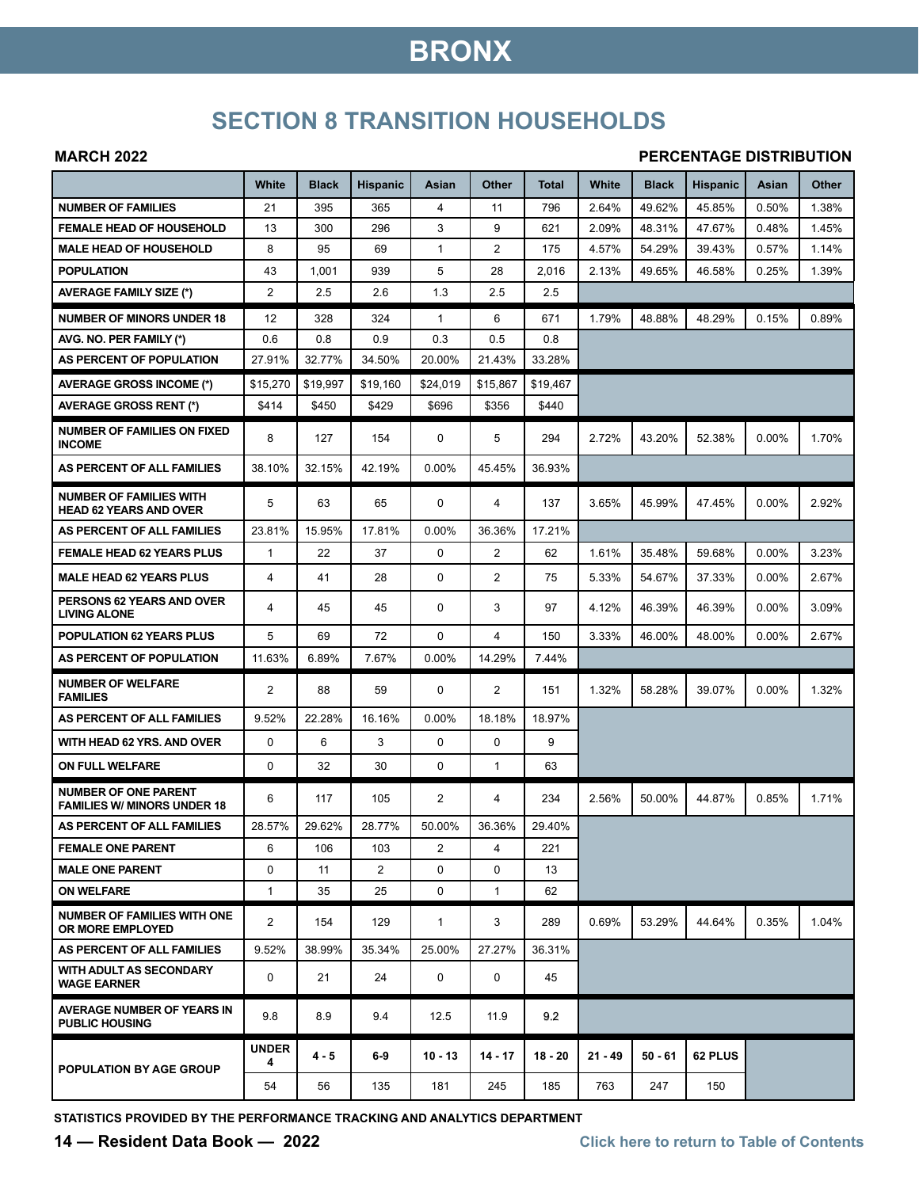# BRONX

## SECTION 8 TRANSITION HOUSEHOLDS

**MARCH 2022** | **PERCENTAGE DISTRIBUTION**

| | White | Black | Hispanic | Asian | Other | Total | White | Black | Hispanic | Asian | Other |
|---|---|---|---|---|---|---|---|---|---|---|---|
| **NUMBER OF FAMILIES** | 21 | 395 | 365 | 4 | 11 | 796 | 2.64% | 49.62% | 45.85% | 0.50% | 1.38% |
| **FEMALE HEAD OF HOUSEHOLD** | 13 | 300 | 296 | 3 | 9 | 621 | 2.09% | 48.31% | 47.67% | 0.48% | 1.45% |
| **MALE HEAD OF HOUSEHOLD** | 8 | 95 | 69 | 1 | 2 | 175 | 4.57% | 54.29% | 39.43% | 0.57% | 1.14% |
| **POPULATION** | 43 | 1,001 | 939 | 5 | 28 | 2,016 | 2.13% | 49.65% | 46.58% | 0.25% | 1.39% |
| **AVERAGE FAMILY SIZE (*)** | 2 | 2.5 | 2.6 | 1.3 | 2.5 | 2.5 | | | | | |
| **NUMBER OF MINORS UNDER 18** | 12 | 328 | 324 | 1 | 6 | 671 | 1.79% | 48.88% | 48.29% | 0.15% | 0.89% |
| **AVG. NO. PER FAMILY (*)** | 0.6 | 0.8 | 0.9 | 0.3 | 0.5 | 0.8 | | | | | |
| **AS PERCENT OF POPULATION** | 27.91% | 32.77% | 34.50% | 20.00% | 21.43% | 33.28% | | | | | |
| **AVERAGE GROSS INCOME (*)** | $15,270 | $19,997 | $19,160 | $24,019 | $15,867 | $19,467 | | | | | |
| **AVERAGE GROSS RENT (*)** | $414 | $450 | $429 | $696 | $356 | $440 | | | | | |
| **NUMBER OF FAMILIES ON FIXED INCOME** | 8 | 127 | 154 | 0 | 5 | 294 | 2.72% | 43.20% | 52.38% | 0.00% | 1.70% |
| **AS PERCENT OF ALL FAMILIES** | 38.10% | 32.15% | 42.19% | 0.00% | 45.45% | 36.93% | | | | | |
| **NUMBER OF FAMILIES WITH HEAD 62 YEARS AND OVER** | 5 | 63 | 65 | 0 | 4 | 137 | 3.65% | 45.99% | 47.45% | 0.00% | 2.92% |
| **AS PERCENT OF ALL FAMILIES** | 23.81% | 15.95% | 17.81% | 0.00% | 36.36% | 17.21% | | | | | |
| **FEMALE HEAD 62 YEARS PLUS** | 1 | 22 | 37 | 0 | 2 | 62 | 1.61% | 35.48% | 59.68% | 0.00% | 3.23% |
| **MALE HEAD 62 YEARS PLUS** | 4 | 41 | 28 | 0 | 2 | 75 | 5.33% | 54.67% | 37.33% | 0.00% | 2.67% |
| **PERSONS 62 YEARS AND OVER LIVING ALONE** | 4 | 45 | 45 | 0 | 3 | 97 | 4.12% | 46.39% | 46.39% | 0.00% | 3.09% |
| **POPULATION 62 YEARS PLUS** | 5 | 69 | 72 | 0 | 4 | 150 | 3.33% | 46.00% | 48.00% | 0.00% | 2.67% |
| **AS PERCENT OF POPULATION** | 11.63% | 6.89% | 7.67% | 0.00% | 14.29% | 7.44% | | | | | |
| **NUMBER OF WELFARE FAMILIES** | 2 | 88 | 59 | 0 | 2 | 151 | 1.32% | 58.28% | 39.07% | 0.00% | 1.32% |
| **AS PERCENT OF ALL FAMILIES** | 9.52% | 22.28% | 16.16% | 0.00% | 18.18% | 18.97% | | | | | |
| **WITH HEAD 62 YRS. AND OVER** | 0 | 6 | 3 | 0 | 0 | 9 | | | | | |
| **ON FULL WELFARE** | 0 | 32 | 30 | 0 | 1 | 63 | | | | | |
| **NUMBER OF ONE PARENT FAMILIES W/ MINORS UNDER 18** | 6 | 117 | 105 | 2 | 4 | 234 | 2.56% | 50.00% | 44.87% | 0.85% | 1.71% |
| **AS PERCENT OF ALL FAMILIES** | 28.57% | 29.62% | 28.77% | 50.00% | 36.36% | 29.40% | | | | | |
| **FEMALE ONE PARENT** | 6 | 106 | 103 | 2 | 4 | 221 | | | | | |
| **MALE ONE PARENT** | 0 | 11 | 2 | 0 | 0 | 13 | | | | | |
| **ON WELFARE** | 1 | 35 | 25 | 0 | 1 | 62 | | | | | |
| **NUMBER OF FAMILIES WITH ONE OR MORE EMPLOYED** | 2 | 154 | 129 | 1 | 3 | 289 | 0.69% | 53.29% | 44.64% | 0.35% | 1.04% |
| **AS PERCENT OF ALL FAMILIES** | 9.52% | 38.99% | 35.34% | 25.00% | 27.27% | 36.31% | | | | | |
| **WITH ADULT AS SECONDARY WAGE EARNER** | 0 | 21 | 24 | 0 | 0 | 45 | | | | | |
| **AVERAGE NUMBER OF YEARS IN PUBLIC HOUSING** | 9.8 | 8.9 | 9.4 | 12.5 | 11.9 | 9.2 | | | | | |
| **POPULATION BY AGE GROUP** | **UNDER 4** | **4 - 5** | **6-9** | **10 - 13** | **14 - 17** | **18 - 20** | **21 - 49** | **50 - 61** | **62 PLUS** | | |
| | 54 | 56 | 135 | 181 | 245 | 185 | 763 | 247 | 150 | | |

**STATISTICS PROVIDED BY THE PERFORMANCE TRACKING AND ANALYTICS DEPARTMENT**

Click here to return to Table of Contents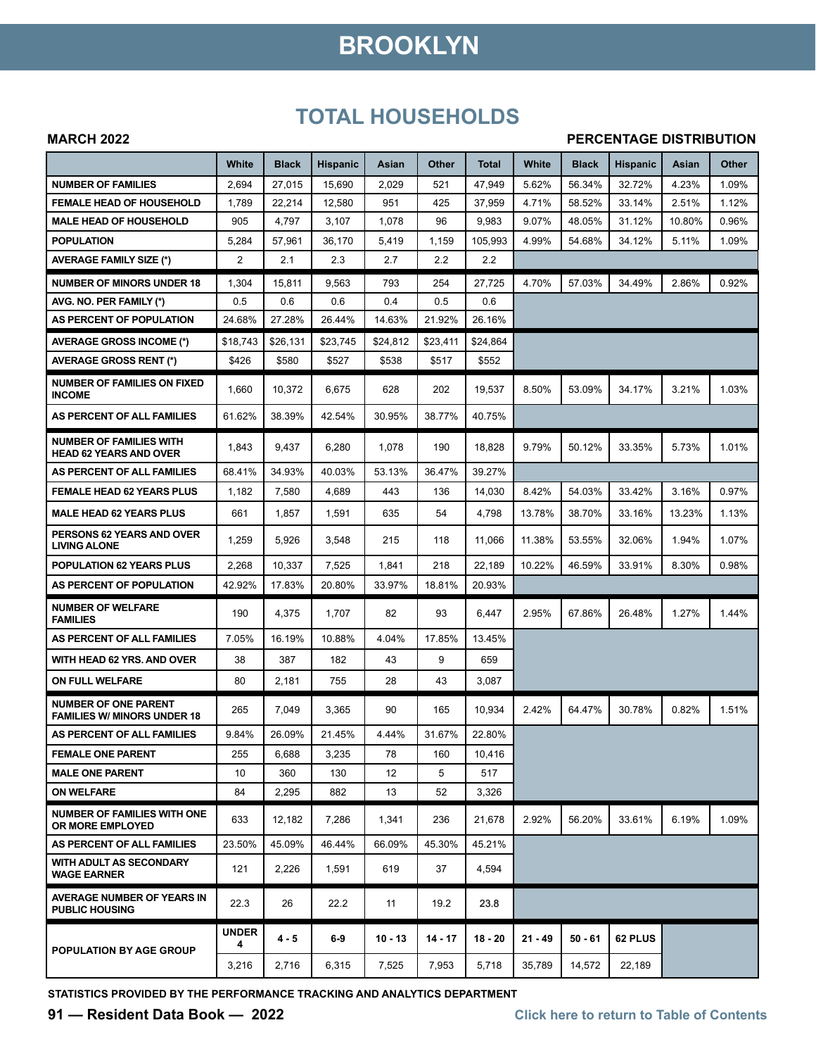# BROOKLYN

## TOTAL HOUSEHOLDS

**MARCH 2022** **PERCENTAGE DISTRIBUTION**

| | White | Black | Hispanic | Asian | Other | Total | White | Black | Hispanic | Asian | Other |
|---|---|---|---|---|---|---|---|---|---|---|---|
| NUMBER OF FAMILIES | 2,694 | 27,015 | 15,690 | 2,029 | 521 | 47,949 | 5.62% | 56.34% | 32.72% | 4.23% | 1.09% |
| FEMALE HEAD OF HOUSEHOLD | 1,789 | 22,214 | 12,580 | 951 | 425 | 37,959 | 4.71% | 58.52% | 33.14% | 2.51% | 1.12% |
| MALE HEAD OF HOUSEHOLD | 905 | 4,797 | 3,107 | 1,078 | 96 | 9,983 | 9.07% | 48.05% | 31.12% | 10.80% | 0.96% |
| POPULATION | 5,284 | 57,961 | 36,170 | 5,419 | 1,159 | 105,993 | 4.99% | 54.68% | 34.12% | 5.11% | 1.09% |
| AVERAGE FAMILY SIZE (*) | 2 | 2.1 | 2.3 | 2.7 | 2.2 | 2.2 | | | | | |
| NUMBER OF MINORS UNDER 18 | 1,304 | 15,811 | 9,563 | 793 | 254 | 27,725 | 4.70% | 57.03% | 34.49% | 2.86% | 0.92% |
| AVG. NO. PER FAMILY (*) | 0.5 | 0.6 | 0.6 | 0.4 | 0.5 | 0.6 | | | | | |
| AS PERCENT OF POPULATION | 24.68% | 27.28% | 26.44% | 14.63% | 21.92% | 26.16% | | | | | |
| AVERAGE GROSS INCOME (*) | $18,743 | $26,131 | $23,745 | $24,812 | $23,411 | $24,864 | | | | | |
| AVERAGE GROSS RENT (*) | $426 | $580 | $527 | $538 | $517 | $552 | | | | | |
| NUMBER OF FAMILIES ON FIXED INCOME | 1,660 | 10,372 | 6,675 | 628 | 202 | 19,537 | 8.50% | 53.09% | 34.17% | 3.21% | 1.03% |
| AS PERCENT OF ALL FAMILIES | 61.62% | 38.39% | 42.54% | 30.95% | 38.77% | 40.75% | | | | | |
| NUMBER OF FAMILIES WITH HEAD 62 YEARS AND OVER | 1,843 | 9,437 | 6,280 | 1,078 | 190 | 18,828 | 9.79% | 50.12% | 33.35% | 5.73% | 1.01% |
| AS PERCENT OF ALL FAMILIES | 68.41% | 34.93% | 40.03% | 53.13% | 36.47% | 39.27% | | | | | |
| FEMALE HEAD 62 YEARS PLUS | 1,182 | 7,580 | 4,689 | 443 | 136 | 14,030 | 8.42% | 54.03% | 33.42% | 3.16% | 0.97% |
| MALE HEAD 62 YEARS PLUS | 661 | 1,857 | 1,591 | 635 | 54 | 4,798 | 13.78% | 38.70% | 33.16% | 13.23% | 1.13% |
| PERSONS 62 YEARS AND OVER LIVING ALONE | 1,259 | 5,926 | 3,548 | 215 | 118 | 11,066 | 11.38% | 53.55% | 32.06% | 1.94% | 1.07% |
| POPULATION 62 YEARS PLUS | 2,268 | 10,337 | 7,525 | 1,841 | 218 | 22,189 | 10.22% | 46.59% | 33.91% | 8.30% | 0.98% |
| AS PERCENT OF POPULATION | 42.92% | 17.83% | 20.80% | 33.97% | 18.81% | 20.93% | | | | | |
| NUMBER OF WELFARE FAMILIES | 190 | 4,375 | 1,707 | 82 | 93 | 6,447 | 2.95% | 67.86% | 26.48% | 1.27% | 1.44% |
| AS PERCENT OF ALL FAMILIES | 7.05% | 16.19% | 10.88% | 4.04% | 17.85% | 13.45% | | | | | |
| WITH HEAD 62 YRS. AND OVER | 38 | 387 | 182 | 43 | 9 | 659 | | | | | |
| ON FULL WELFARE | 80 | 2,181 | 755 | 28 | 43 | 3,087 | | | | | |
| NUMBER OF ONE PARENT FAMILIES W/ MINORS UNDER 18 | 265 | 7,049 | 3,365 | 90 | 165 | 10,934 | 2.42% | 64.47% | 30.78% | 0.82% | 1.51% |
| AS PERCENT OF ALL FAMILIES | 9.84% | 26.09% | 21.45% | 4.44% | 31.67% | 22.80% | | | | | |
| FEMALE ONE PARENT | 255 | 6,688 | 3,235 | 78 | 160 | 10,416 | | | | | |
| MALE ONE PARENT | 10 | 360 | 130 | 12 | 5 | 517 | | | | | |
| ON WELFARE | 84 | 2,295 | 882 | 13 | 52 | 3,326 | | | | | |
| NUMBER OF FAMILIES WITH ONE OR MORE EMPLOYED | 633 | 12,182 | 7,286 | 1,341 | 236 | 21,678 | 2.92% | 56.20% | 33.61% | 6.19% | 1.09% |
| AS PERCENT OF ALL FAMILIES | 23.50% | 45.09% | 46.44% | 66.09% | 45.30% | 45.21% | | | | | |
| WITH ADULT AS SECONDARY WAGE EARNER | 121 | 2,226 | 1,591 | 619 | 37 | 4,594 | | | | | |
| AVERAGE NUMBER OF YEARS IN PUBLIC HOUSING | 22.3 | 26 | 22.2 | 11 | 19.2 | 23.8 | | | | | |
| POPULATION BY AGE GROUP | UNDER 4 | 4 - 5 | 6-9 | 10 - 13 | 14 - 17 | 18 - 20 | 21 - 49 | 50 - 61 | 62 PLUS | | |
| | 3,216 | 2,716 | 6,315 | 7,525 | 7,953 | 5,718 | 35,789 | 14,572 | 22,189 | | |

STATISTICS PROVIDED BY THE PERFORMANCE TRACKING AND ANALYTICS DEPARTMENT

Click here to return to Table of Contents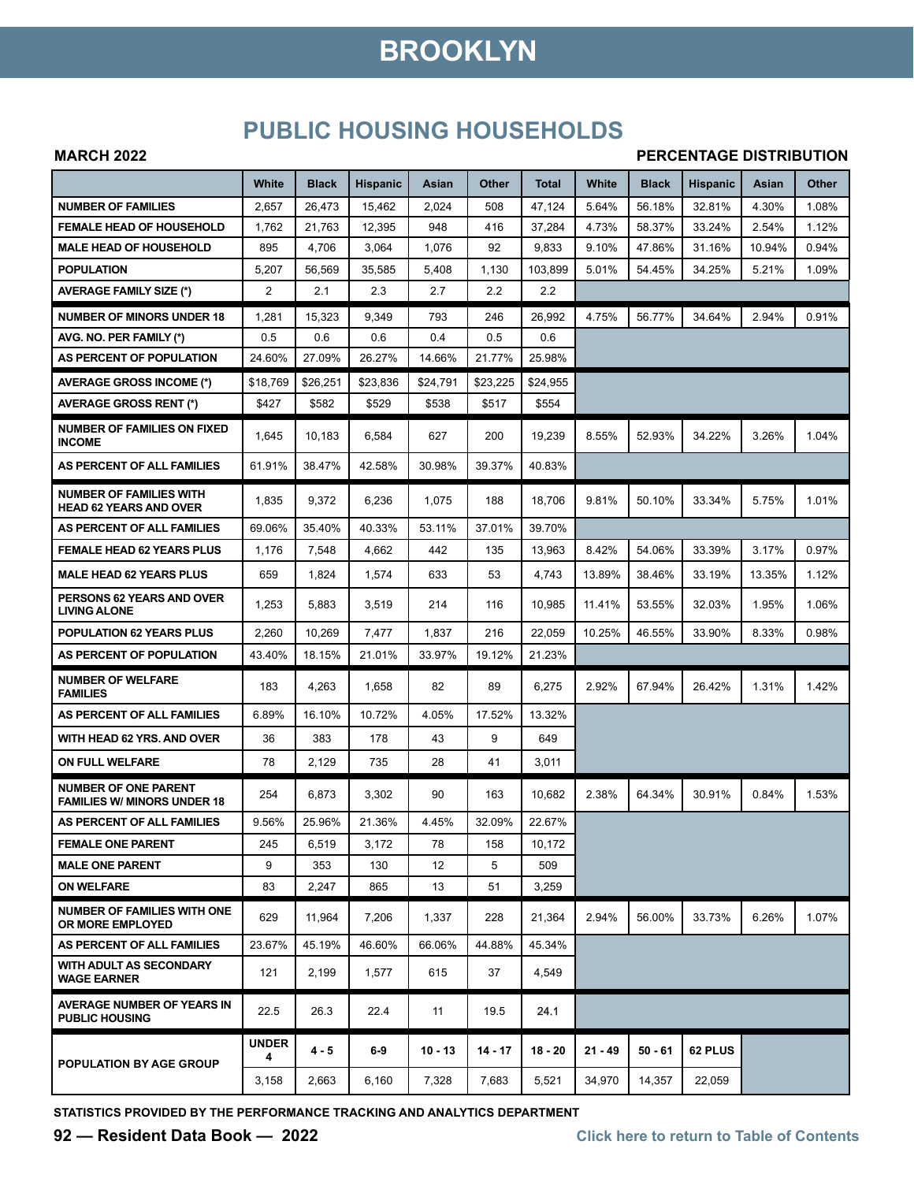# BROOKLYN

## PUBLIC HOUSING HOUSEHOLDS

**MARCH 2022** **PERCENTAGE DISTRIBUTION**

| | White | Black | Hispanic | Asian | Other | Total | White | Black | Hispanic | Asian | Other |
|---|---|---|---|---|---|---|---|---|---|---|---|
| NUMBER OF FAMILIES | 2,657 | 26,473 | 15,462 | 2,024 | 508 | 47,124 | 5.64% | 56.18% | 32.81% | 4.30% | 1.08% |
| FEMALE HEAD OF HOUSEHOLD | 1,762 | 21,763 | 12,395 | 948 | 416 | 37,284 | 4.73% | 58.37% | 33.24% | 2.54% | 1.12% |
| MALE HEAD OF HOUSEHOLD | 895 | 4,706 | 3,064 | 1,076 | 92 | 9,833 | 9.10% | 47.86% | 31.16% | 10.94% | 0.94% |
| POPULATION | 5,207 | 56,569 | 35,585 | 5,408 | 1,130 | 103,899 | 5.01% | 54.45% | 34.25% | 5.21% | 1.09% |
| AVERAGE FAMILY SIZE (*) | 2 | 2.1 | 2.3 | 2.7 | 2.2 | 2.2 | | | | | |
| NUMBER OF MINORS UNDER 18 | 1,281 | 15,323 | 9,349 | 793 | 246 | 26,992 | 4.75% | 56.77% | 34.64% | 2.94% | 0.91% |
| AVG. NO. PER FAMILY (*) | 0.5 | 0.6 | 0.6 | 0.4 | 0.5 | 0.6 | | | | | |
| AS PERCENT OF POPULATION | 24.60% | 27.09% | 26.27% | 14.66% | 21.77% | 25.98% | | | | | |
| AVERAGE GROSS INCOME (*) | $18,769 | $26,251 | $23,836 | $24,791 | $23,225 | $24,955 | | | | | |
| AVERAGE GROSS RENT (*) | $427 | $582 | $529 | $538 | $517 | $554 | | | | | |
| NUMBER OF FAMILIES ON FIXED INCOME | 1,645 | 10,183 | 6,584 | 627 | 200 | 19,239 | 8.55% | 52.93% | 34.22% | 3.26% | 1.04% |
| AS PERCENT OF ALL FAMILIES | 61.91% | 38.47% | 42.58% | 30.98% | 39.37% | 40.83% | | | | | |
| NUMBER OF FAMILIES WITH HEAD 62 YEARS AND OVER | 1,835 | 9,372 | 6,236 | 1,075 | 188 | 18,706 | 9.81% | 50.10% | 33.34% | 5.75% | 1.01% |
| AS PERCENT OF ALL FAMILIES | 69.06% | 35.40% | 40.33% | 53.11% | 37.01% | 39.70% | | | | | |
| FEMALE HEAD 62 YEARS PLUS | 1,176 | 7,548 | 4,662 | 442 | 135 | 13,963 | 8.42% | 54.06% | 33.39% | 3.17% | 0.97% |
| MALE HEAD 62 YEARS PLUS | 659 | 1,824 | 1,574 | 633 | 53 | 4,743 | 13.89% | 38.46% | 33.19% | 13.35% | 1.12% |
| PERSONS 62 YEARS AND OVER LIVING ALONE | 1,253 | 5,883 | 3,519 | 214 | 116 | 10,985 | 11.41% | 53.55% | 32.03% | 1.95% | 1.06% |
| POPULATION 62 YEARS PLUS | 2,260 | 10,269 | 7,477 | 1,837 | 216 | 22,059 | 10.25% | 46.55% | 33.90% | 8.33% | 0.98% |
| AS PERCENT OF POPULATION | 43.40% | 18.15% | 21.01% | 33.97% | 19.12% | 21.23% | | | | | |
| NUMBER OF WELFARE FAMILIES | 183 | 4,263 | 1,658 | 82 | 89 | 6,275 | 2.92% | 67.94% | 26.42% | 1.31% | 1.42% |
| AS PERCENT OF ALL FAMILIES | 6.89% | 16.10% | 10.72% | 4.05% | 17.52% | 13.32% | | | | | |
| WITH HEAD 62 YRS. AND OVER | 36 | 383 | 178 | 43 | 9 | 649 | | | | | |
| ON FULL WELFARE | 78 | 2,129 | 735 | 28 | 41 | 3,011 | | | | | |
| NUMBER OF ONE PARENT FAMILIES W/ MINORS UNDER 18 | 254 | 6,873 | 3,302 | 90 | 163 | 10,682 | 2.38% | 64.34% | 30.91% | 0.84% | 1.53% |
| AS PERCENT OF ALL FAMILIES | 9.56% | 25.96% | 21.36% | 4.45% | 32.09% | 22.67% | | | | | |
| FEMALE ONE PARENT | 245 | 6,519 | 3,172 | 78 | 158 | 10,172 | | | | | |
| MALE ONE PARENT | 9 | 353 | 130 | 12 | 5 | 509 | | | | | |
| ON WELFARE | 83 | 2,247 | 865 | 13 | 51 | 3,259 | | | | | |
| NUMBER OF FAMILIES WITH ONE OR MORE EMPLOYED | 629 | 11,964 | 7,206 | 1,337 | 228 | 21,364 | 2.94% | 56.00% | 33.73% | 6.26% | 1.07% |
| AS PERCENT OF ALL FAMILIES | 23.67% | 45.19% | 46.60% | 66.06% | 44.88% | 45.34% | | | | | |
| WITH ADULT AS SECONDARY WAGE EARNER | 121 | 2,199 | 1,577 | 615 | 37 | 4,549 | | | | | |
| AVERAGE NUMBER OF YEARS IN PUBLIC HOUSING | 22.5 | 26.3 | 22.4 | 11 | 19.5 | 24.1 | | | | | |
| POPULATION BY AGE GROUP | UNDER 4 | 4 - 5 | 6-9 | 10 - 13 | 14 - 17 | 18 - 20 | 21 - 49 | 50 - 61 | 62 PLUS | | |
| | 3,158 | 2,663 | 6,160 | 7,328 | 7,683 | 5,521 | 34,970 | 14,357 | 22,059 | | |

STATISTICS PROVIDED BY THE PERFORMANCE TRACKING AND ANALYTICS DEPARTMENT

Click here to return to Table of Contents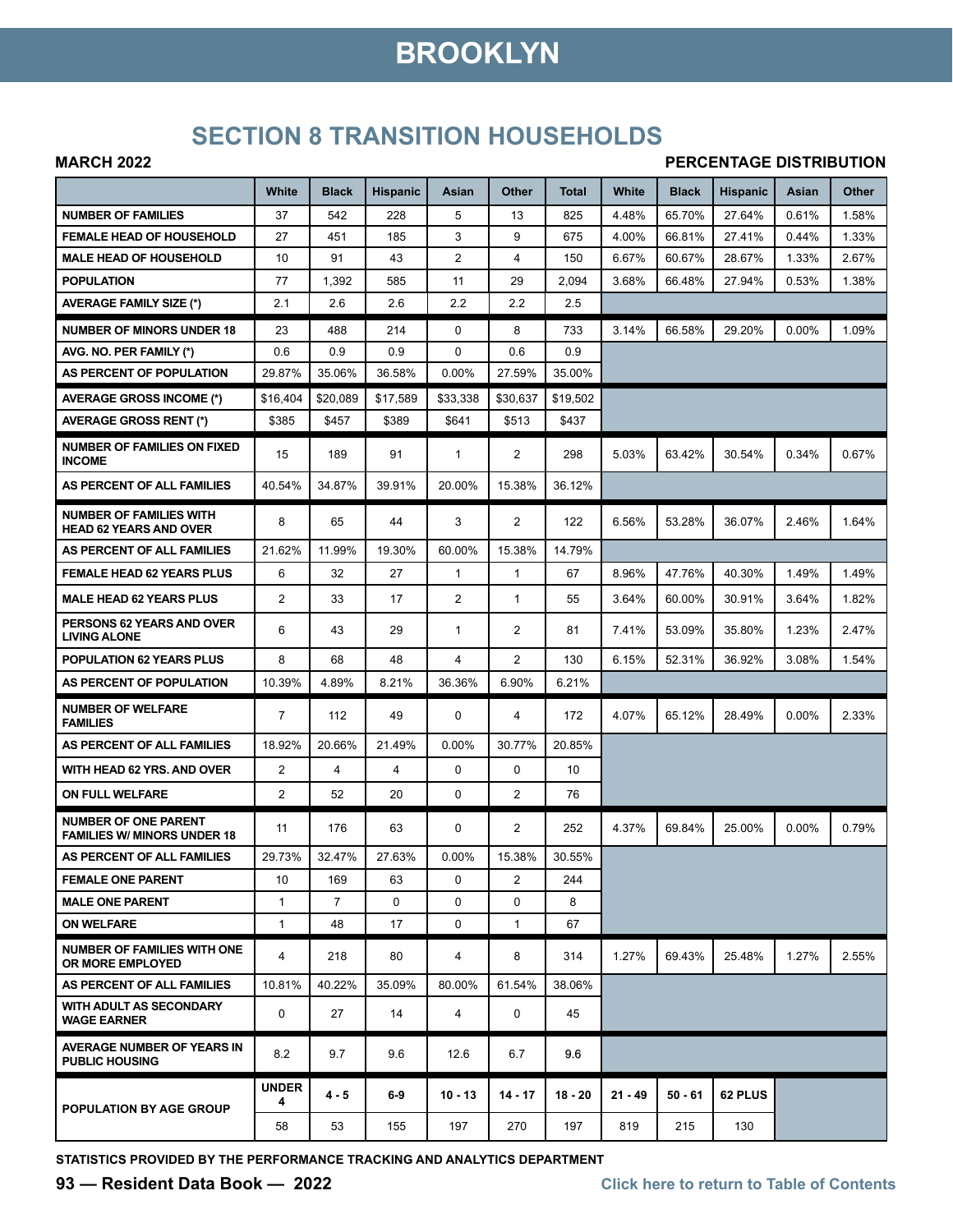# BROOKLYN

## SECTION 8 TRANSITION HOUSEHOLDS

**MARCH 2022** — **PERCENTAGE DISTRIBUTION**

| | White | Black | Hispanic | Asian | Other | Total | White | Black | Hispanic | Asian | Other |
|---|---|---|---|---|---|---|---|---|---|---|---|
| NUMBER OF FAMILIES | 37 | 542 | 228 | 5 | 13 | 825 | 4.48% | 65.70% | 27.64% | 0.61% | 1.58% |
| FEMALE HEAD OF HOUSEHOLD | 27 | 451 | 185 | 3 | 9 | 675 | 4.00% | 66.81% | 27.41% | 0.44% | 1.33% |
| MALE HEAD OF HOUSEHOLD | 10 | 91 | 43 | 2 | 4 | 150 | 6.67% | 60.67% | 28.67% | 1.33% | 2.67% |
| POPULATION | 77 | 1,392 | 585 | 11 | 29 | 2,094 | 3.68% | 66.48% | 27.94% | 0.53% | 1.38% |
| AVERAGE FAMILY SIZE (*) | 2.1 | 2.6 | 2.6 | 2.2 | 2.2 | 2.5 | | | | | |
| NUMBER OF MINORS UNDER 18 | 23 | 488 | 214 | 0 | 8 | 733 | 3.14% | 66.58% | 29.20% | 0.00% | 1.09% |
| AVG. NO. PER FAMILY (*) | 0.6 | 0.9 | 0.9 | 0 | 0.6 | 0.9 | | | | | |
| AS PERCENT OF POPULATION | 29.87% | 35.06% | 36.58% | 0.00% | 27.59% | 35.00% | | | | | |
| AVERAGE GROSS INCOME (*) | $16,404 | $20,089 | $17,589 | $33,338 | $30,637 | $19,502 | | | | | |
| AVERAGE GROSS RENT (*) | $385 | $457 | $389 | $641 | $513 | $437 | | | | | |
| NUMBER OF FAMILIES ON FIXED INCOME | 15 | 189 | 91 | 1 | 2 | 298 | 5.03% | 63.42% | 30.54% | 0.34% | 0.67% |
| AS PERCENT OF ALL FAMILIES | 40.54% | 34.87% | 39.91% | 20.00% | 15.38% | 36.12% | | | | | |
| NUMBER OF FAMILIES WITH HEAD 62 YEARS AND OVER | 8 | 65 | 44 | 3 | 2 | 122 | 6.56% | 53.28% | 36.07% | 2.46% | 1.64% |
| AS PERCENT OF ALL FAMILIES | 21.62% | 11.99% | 19.30% | 60.00% | 15.38% | 14.79% | | | | | |
| FEMALE HEAD 62 YEARS PLUS | 6 | 32 | 27 | 1 | 1 | 67 | 8.96% | 47.76% | 40.30% | 1.49% | 1.49% |
| MALE HEAD 62 YEARS PLUS | 2 | 33 | 17 | 2 | 1 | 55 | 3.64% | 60.00% | 30.91% | 3.64% | 1.82% |
| PERSONS 62 YEARS AND OVER LIVING ALONE | 6 | 43 | 29 | 1 | 2 | 81 | 7.41% | 53.09% | 35.80% | 1.23% | 2.47% |
| POPULATION 62 YEARS PLUS | 8 | 68 | 48 | 4 | 2 | 130 | 6.15% | 52.31% | 36.92% | 3.08% | 1.54% |
| AS PERCENT OF POPULATION | 10.39% | 4.89% | 8.21% | 36.36% | 6.90% | 6.21% | | | | | |
| NUMBER OF WELFARE FAMILIES | 7 | 112 | 49 | 0 | 4 | 172 | 4.07% | 65.12% | 28.49% | 0.00% | 2.33% |
| AS PERCENT OF ALL FAMILIES | 18.92% | 20.66% | 21.49% | 0.00% | 30.77% | 20.85% | | | | | |
| WITH HEAD 62 YRS. AND OVER | 2 | 4 | 4 | 0 | 0 | 10 | | | | | |
| ON FULL WELFARE | 2 | 52 | 20 | 0 | 2 | 76 | | | | | |
| NUMBER OF ONE PARENT FAMILIES W/ MINORS UNDER 18 | 11 | 176 | 63 | 0 | 2 | 252 | 4.37% | 69.84% | 25.00% | 0.00% | 0.79% |
| AS PERCENT OF ALL FAMILIES | 29.73% | 32.47% | 27.63% | 0.00% | 15.38% | 30.55% | | | | | |
| FEMALE ONE PARENT | 10 | 169 | 63 | 0 | 2 | 244 | | | | | |
| MALE ONE PARENT | 1 | 7 | 0 | 0 | 0 | 8 | | | | | |
| ON WELFARE | 1 | 48 | 17 | 0 | 1 | 67 | | | | | |
| NUMBER OF FAMILIES WITH ONE OR MORE EMPLOYED | 4 | 218 | 80 | 4 | 8 | 314 | 1.27% | 69.43% | 25.48% | 1.27% | 2.55% |
| AS PERCENT OF ALL FAMILIES | 10.81% | 40.22% | 35.09% | 80.00% | 61.54% | 38.06% | | | | | |
| WITH ADULT AS SECONDARY WAGE EARNER | 0 | 27 | 14 | 4 | 0 | 45 | | | | | |
| AVERAGE NUMBER OF YEARS IN PUBLIC HOUSING | 8.2 | 9.7 | 9.6 | 12.6 | 6.7 | 9.6 | | | | | |
| POPULATION BY AGE GROUP | UNDER 4 | 4 - 5 | 6-9 | 10 - 13 | 14 - 17 | 18 - 20 | 21 - 49 | 50 - 61 | 62 PLUS | | |
| | 58 | 53 | 155 | 197 | 270 | 197 | 819 | 215 | 130 | | |

STATISTICS PROVIDED BY THE PERFORMANCE TRACKING AND ANALYTICS DEPARTMENT

Click here to return to Table of Contents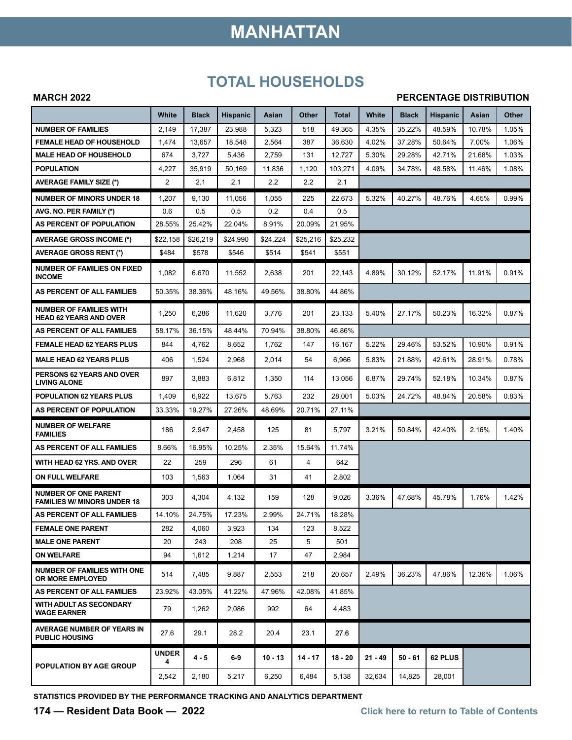# MANHATTAN

## TOTAL HOUSEHOLDS

**MARCH 2022** **PERCENTAGE DISTRIBUTION**

| | White | Black | Hispanic | Asian | Other | Total | White | Black | Hispanic | Asian | Other |
|---|---|---|---|---|---|---|---|---|---|---|---|
| NUMBER OF FAMILIES | 2,149 | 17,387 | 23,988 | 5,323 | 518 | 49,365 | 4.35% | 35.22% | 48.59% | 10.78% | 1.05% |
| FEMALE HEAD OF HOUSEHOLD | 1,474 | 13,657 | 18,548 | 2,564 | 387 | 36,630 | 4.02% | 37.28% | 50.64% | 7.00% | 1.06% |
| MALE HEAD OF HOUSEHOLD | 674 | 3,727 | 5,436 | 2,759 | 131 | 12,727 | 5.30% | 29.28% | 42.71% | 21.68% | 1.03% |
| POPULATION | 4,227 | 35,919 | 50,169 | 11,836 | 1,120 | 103,271 | 4.09% | 34.78% | 48.58% | 11.46% | 1.08% |
| AVERAGE FAMILY SIZE (*) | 2 | 2.1 | 2.1 | 2.2 | 2.2 | 2.1 | | | | | |
| NUMBER OF MINORS UNDER 18 | 1,207 | 9,130 | 11,056 | 1,055 | 225 | 22,673 | 5.32% | 40.27% | 48.76% | 4.65% | 0.99% |
| AVG. NO. PER FAMILY (*) | 0.6 | 0.5 | 0.5 | 0.2 | 0.4 | 0.5 | | | | | |
| AS PERCENT OF POPULATION | 28.55% | 25.42% | 22.04% | 8.91% | 20.09% | 21.95% | | | | | |
| AVERAGE GROSS INCOME (*) | $22,158 | $26,219 | $24,990 | $24,224 | $25,216 | $25,232 | | | | | |
| AVERAGE GROSS RENT (*) | $484 | $578 | $546 | $514 | $541 | $551 | | | | | |
| NUMBER OF FAMILIES ON FIXED INCOME | 1,082 | 6,670 | 11,552 | 2,638 | 201 | 22,143 | 4.89% | 30.12% | 52.17% | 11.91% | 0.91% |
| AS PERCENT OF ALL FAMILIES | 50.35% | 38.36% | 48.16% | 49.56% | 38.80% | 44.86% | | | | | |
| NUMBER OF FAMILIES WITH HEAD 62 YEARS AND OVER | 1,250 | 6,286 | 11,620 | 3,776 | 201 | 23,133 | 5.40% | 27.17% | 50.23% | 16.32% | 0.87% |
| AS PERCENT OF ALL FAMILIES | 58.17% | 36.15% | 48.44% | 70.94% | 38.80% | 46.86% | | | | | |
| FEMALE HEAD 62 YEARS PLUS | 844 | 4,762 | 8,652 | 1,762 | 147 | 16,167 | 5.22% | 29.46% | 53.52% | 10.90% | 0.91% |
| MALE HEAD 62 YEARS PLUS | 406 | 1,524 | 2,968 | 2,014 | 54 | 6,966 | 5.83% | 21.88% | 42.61% | 28.91% | 0.78% |
| PERSONS 62 YEARS AND OVER LIVING ALONE | 897 | 3,883 | 6,812 | 1,350 | 114 | 13,056 | 6.87% | 29.74% | 52.18% | 10.34% | 0.87% |
| POPULATION 62 YEARS PLUS | 1,409 | 6,922 | 13,675 | 5,763 | 232 | 28,001 | 5.03% | 24.72% | 48.84% | 20.58% | 0.83% |
| AS PERCENT OF POPULATION | 33.33% | 19.27% | 27.26% | 48.69% | 20.71% | 27.11% | | | | | |
| NUMBER OF WELFARE FAMILIES | 186 | 2,947 | 2,458 | 125 | 81 | 5,797 | 3.21% | 50.84% | 42.40% | 2.16% | 1.40% |
| AS PERCENT OF ALL FAMILIES | 8.66% | 16.95% | 10.25% | 2.35% | 15.64% | 11.74% | | | | | |
| WITH HEAD 62 YRS. AND OVER | 22 | 259 | 296 | 61 | 4 | 642 | | | | | |
| ON FULL WELFARE | 103 | 1,563 | 1,064 | 31 | 41 | 2,802 | | | | | |
| NUMBER OF ONE PARENT FAMILIES W/ MINORS UNDER 18 | 303 | 4,304 | 4,132 | 159 | 128 | 9,026 | 3.36% | 47.68% | 45.78% | 1.76% | 1.42% |
| AS PERCENT OF ALL FAMILIES | 14.10% | 24.75% | 17.23% | 2.99% | 24.71% | 18.28% | | | | | |
| FEMALE ONE PARENT | 282 | 4,060 | 3,923 | 134 | 123 | 8,522 | | | | | |
| MALE ONE PARENT | 20 | 243 | 208 | 25 | 5 | 501 | | | | | |
| ON WELFARE | 94 | 1,612 | 1,214 | 17 | 47 | 2,984 | | | | | |
| NUMBER OF FAMILIES WITH ONE OR MORE EMPLOYED | 514 | 7,485 | 9,887 | 2,553 | 218 | 20,657 | 2.49% | 36.23% | 47.86% | 12.36% | 1.06% |
| AS PERCENT OF ALL FAMILIES | 23.92% | 43.05% | 41.22% | 47.96% | 42.08% | 41.85% | | | | | |
| WITH ADULT AS SECONDARY WAGE EARNER | 79 | 1,262 | 2,086 | 992 | 64 | 4,483 | | | | | |
| AVERAGE NUMBER OF YEARS IN PUBLIC HOUSING | 27.6 | 29.1 | 28.2 | 20.4 | 23.1 | 27.6 | | | | | |
| POPULATION BY AGE GROUP | **UNDER 4** | **4 - 5** | **6-9** | **10 - 13** | **14 - 17** | **18 - 20** | **21 - 49** | **50 - 61** | **62 PLUS** | | |
| | 2,542 | 2,180 | 5,217 | 6,250 | 6,484 | 5,138 | 32,634 | 14,825 | 28,001 | | |

STATISTICS PROVIDED BY THE PERFORMANCE TRACKING AND ANALYTICS DEPARTMENT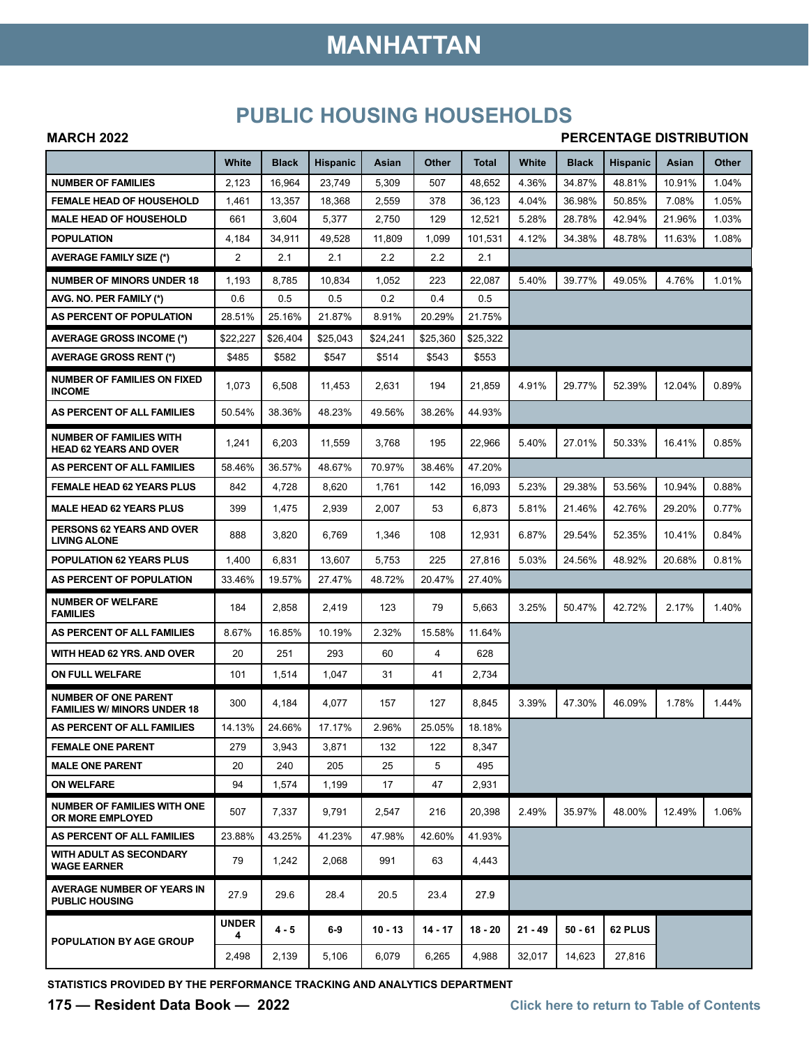# MANHATTAN

## PUBLIC HOUSING HOUSEHOLDS

**MARCH 2022** **PERCENTAGE DISTRIBUTION**

| | White | Black | Hispanic | Asian | Other | Total | White | Black | Hispanic | Asian | Other |
|---|---|---|---|---|---|---|---|---|---|---|---|
| **NUMBER OF FAMILIES** | 2,123 | 16,964 | 23,749 | 5,309 | 507 | 48,652 | 4.36% | 34.87% | 48.81% | 10.91% | 1.04% |
| **FEMALE HEAD OF HOUSEHOLD** | 1,461 | 13,357 | 18,368 | 2,559 | 378 | 36,123 | 4.04% | 36.98% | 50.85% | 7.08% | 1.05% |
| **MALE HEAD OF HOUSEHOLD** | 661 | 3,604 | 5,377 | 2,750 | 129 | 12,521 | 5.28% | 28.78% | 42.94% | 21.96% | 1.03% |
| **POPULATION** | 4,184 | 34,911 | 49,528 | 11,809 | 1,099 | 101,531 | 4.12% | 34.38% | 48.78% | 11.63% | 1.08% |
| **AVERAGE FAMILY SIZE (*)** | 2 | 2.1 | 2.1 | 2.2 | 2.2 | 2.1 | | | | | |
| **NUMBER OF MINORS UNDER 18** | 1,193 | 8,785 | 10,834 | 1,052 | 223 | 22,087 | 5.40% | 39.77% | 49.05% | 4.76% | 1.01% |
| **AVG. NO. PER FAMILY (*)** | 0.6 | 0.5 | 0.5 | 0.2 | 0.4 | 0.5 | | | | | |
| **AS PERCENT OF POPULATION** | 28.51% | 25.16% | 21.87% | 8.91% | 20.29% | 21.75% | | | | | |
| **AVERAGE GROSS INCOME (*)** | $22,227 | $26,404 | $25,043 | $24,241 | $25,360 | $25,322 | | | | | |
| **AVERAGE GROSS RENT (*)** | $485 | $582 | $547 | $514 | $543 | $553 | | | | | |
| **NUMBER OF FAMILIES ON FIXED INCOME** | 1,073 | 6,508 | 11,453 | 2,631 | 194 | 21,859 | 4.91% | 29.77% | 52.39% | 12.04% | 0.89% |
| **AS PERCENT OF ALL FAMILIES** | 50.54% | 38.36% | 48.23% | 49.56% | 38.26% | 44.93% | | | | | |
| **NUMBER OF FAMILIES WITH HEAD 62 YEARS AND OVER** | 1,241 | 6,203 | 11,559 | 3,768 | 195 | 22,966 | 5.40% | 27.01% | 50.33% | 16.41% | 0.85% |
| **AS PERCENT OF ALL FAMILIES** | 58.46% | 36.57% | 48.67% | 70.97% | 38.46% | 47.20% | | | | | |
| **FEMALE HEAD 62 YEARS PLUS** | 842 | 4,728 | 8,620 | 1,761 | 142 | 16,093 | 5.23% | 29.38% | 53.56% | 10.94% | 0.88% |
| **MALE HEAD 62 YEARS PLUS** | 399 | 1,475 | 2,939 | 2,007 | 53 | 6,873 | 5.81% | 21.46% | 42.76% | 29.20% | 0.77% |
| **PERSONS 62 YEARS AND OVER LIVING ALONE** | 888 | 3,820 | 6,769 | 1,346 | 108 | 12,931 | 6.87% | 29.54% | 52.35% | 10.41% | 0.84% |
| **POPULATION 62 YEARS PLUS** | 1,400 | 6,831 | 13,607 | 5,753 | 225 | 27,816 | 5.03% | 24.56% | 48.92% | 20.68% | 0.81% |
| **AS PERCENT OF POPULATION** | 33.46% | 19.57% | 27.47% | 48.72% | 20.47% | 27.40% | | | | | |
| **NUMBER OF WELFARE FAMILIES** | 184 | 2,858 | 2,419 | 123 | 79 | 5,663 | 3.25% | 50.47% | 42.72% | 2.17% | 1.40% |
| **AS PERCENT OF ALL FAMILIES** | 8.67% | 16.85% | 10.19% | 2.32% | 15.58% | 11.64% | | | | | |
| **WITH HEAD 62 YRS. AND OVER** | 20 | 251 | 293 | 60 | 4 | 628 | | | | | |
| **ON FULL WELFARE** | 101 | 1,514 | 1,047 | 31 | 41 | 2,734 | | | | | |
| **NUMBER OF ONE PARENT FAMILIES W/ MINORS UNDER 18** | 300 | 4,184 | 4,077 | 157 | 127 | 8,845 | 3.39% | 47.30% | 46.09% | 1.78% | 1.44% |
| **AS PERCENT OF ALL FAMILIES** | 14.13% | 24.66% | 17.17% | 2.96% | 25.05% | 18.18% | | | | | |
| **FEMALE ONE PARENT** | 279 | 3,943 | 3,871 | 132 | 122 | 8,347 | | | | | |
| **MALE ONE PARENT** | 20 | 240 | 205 | 25 | 5 | 495 | | | | | |
| **ON WELFARE** | 94 | 1,574 | 1,199 | 17 | 47 | 2,931 | | | | | |
| **NUMBER OF FAMILIES WITH ONE OR MORE EMPLOYED** | 507 | 7,337 | 9,791 | 2,547 | 216 | 20,398 | 2.49% | 35.97% | 48.00% | 12.49% | 1.06% |
| **AS PERCENT OF ALL FAMILIES** | 23.88% | 43.25% | 41.23% | 47.98% | 42.60% | 41.93% | | | | | |
| **WITH ADULT AS SECONDARY WAGE EARNER** | 79 | 1,242 | 2,068 | 991 | 63 | 4,443 | | | | | |
| **AVERAGE NUMBER OF YEARS IN PUBLIC HOUSING** | 27.9 | 29.6 | 28.4 | 20.5 | 23.4 | 27.9 | | | | | |
| **POPULATION BY AGE GROUP** | **UNDER 4** | **4 - 5** | **6-9** | **10 - 13** | **14 - 17** | **18 - 20** | **21 - 49** | **50 - 61** | **62 PLUS** | | |
| | 2,498 | 2,139 | 5,106 | 6,079 | 6,265 | 4,988 | 32,017 | 14,623 | 27,816 | | |

**STATISTICS PROVIDED BY THE PERFORMANCE TRACKING AND ANALYTICS DEPARTMENT**

**175 — Resident Data Book — 2022**

Click here to return to Table of Contents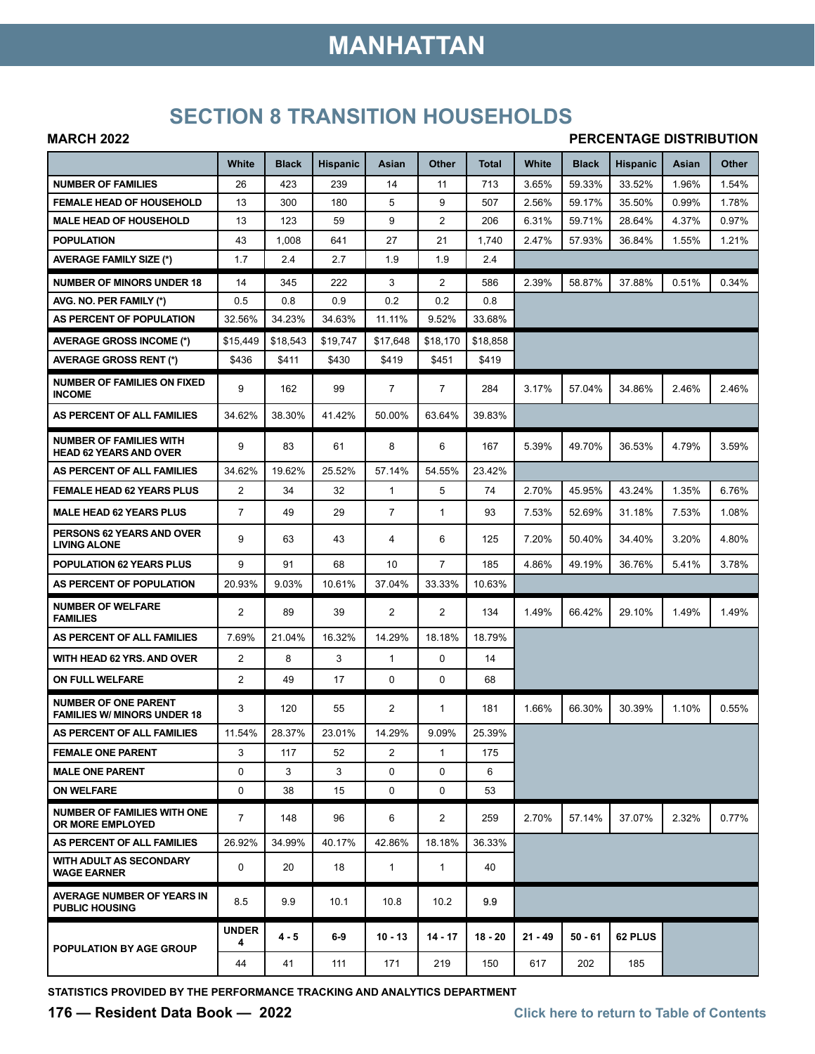# MANHATTAN

## SECTION 8 TRANSITION HOUSEHOLDS

**MARCH 2022** **PERCENTAGE DISTRIBUTION**

| | White | Black | Hispanic | Asian | Other | Total | White | Black | Hispanic | Asian | Other |
|---|---|---|---|---|---|---|---|---|---|---|---|
| NUMBER OF FAMILIES | 26 | 423 | 239 | 14 | 11 | 713 | 3.65% | 59.33% | 33.52% | 1.96% | 1.54% |
| FEMALE HEAD OF HOUSEHOLD | 13 | 300 | 180 | 5 | 9 | 507 | 2.56% | 59.17% | 35.50% | 0.99% | 1.78% |
| MALE HEAD OF HOUSEHOLD | 13 | 123 | 59 | 9 | 2 | 206 | 6.31% | 59.71% | 28.64% | 4.37% | 0.97% |
| POPULATION | 43 | 1,008 | 641 | 27 | 21 | 1,740 | 2.47% | 57.93% | 36.84% | 1.55% | 1.21% |
| AVERAGE FAMILY SIZE (*) | 1.7 | 2.4 | 2.7 | 1.9 | 1.9 | 2.4 | | | | | |
| NUMBER OF MINORS UNDER 18 | 14 | 345 | 222 | 3 | 2 | 586 | 2.39% | 58.87% | 37.88% | 0.51% | 0.34% |
| AVG. NO. PER FAMILY (*) | 0.5 | 0.8 | 0.9 | 0.2 | 0.2 | 0.8 | | | | | |
| AS PERCENT OF POPULATION | 32.56% | 34.23% | 34.63% | 11.11% | 9.52% | 33.68% | | | | | |
| AVERAGE GROSS INCOME (*) | $15,449 | $18,543 | $19,747 | $17,648 | $18,170 | $18,858 | | | | | |
| AVERAGE GROSS RENT (*) | $436 | $411 | $430 | $419 | $451 | $419 | | | | | |
| NUMBER OF FAMILIES ON FIXED INCOME | 9 | 162 | 99 | 7 | 7 | 284 | 3.17% | 57.04% | 34.86% | 2.46% | 2.46% |
| AS PERCENT OF ALL FAMILIES | 34.62% | 38.30% | 41.42% | 50.00% | 63.64% | 39.83% | | | | | |
| NUMBER OF FAMILIES WITH HEAD 62 YEARS AND OVER | 9 | 83 | 61 | 8 | 6 | 167 | 5.39% | 49.70% | 36.53% | 4.79% | 3.59% |
| AS PERCENT OF ALL FAMILIES | 34.62% | 19.62% | 25.52% | 57.14% | 54.55% | 23.42% | | | | | |
| FEMALE HEAD 62 YEARS PLUS | 2 | 34 | 32 | 1 | 5 | 74 | 2.70% | 45.95% | 43.24% | 1.35% | 6.76% |
| MALE HEAD 62 YEARS PLUS | 7 | 49 | 29 | 7 | 1 | 93 | 7.53% | 52.69% | 31.18% | 7.53% | 1.08% |
| PERSONS 62 YEARS AND OVER LIVING ALONE | 9 | 63 | 43 | 4 | 6 | 125 | 7.20% | 50.40% | 34.40% | 3.20% | 4.80% |
| POPULATION 62 YEARS PLUS | 9 | 91 | 68 | 10 | 7 | 185 | 4.86% | 49.19% | 36.76% | 5.41% | 3.78% |
| AS PERCENT OF POPULATION | 20.93% | 9.03% | 10.61% | 37.04% | 33.33% | 10.63% | | | | | |
| NUMBER OF WELFARE FAMILIES | 2 | 89 | 39 | 2 | 2 | 134 | 1.49% | 66.42% | 29.10% | 1.49% | 1.49% |
| AS PERCENT OF ALL FAMILIES | 7.69% | 21.04% | 16.32% | 14.29% | 18.18% | 18.79% | | | | | |
| WITH HEAD 62 YRS. AND OVER | 2 | 8 | 3 | 1 | 0 | 14 | | | | | |
| ON FULL WELFARE | 2 | 49 | 17 | 0 | 0 | 68 | | | | | |
| NUMBER OF ONE PARENT FAMILIES W/ MINORS UNDER 18 | 3 | 120 | 55 | 2 | 1 | 181 | 1.66% | 66.30% | 30.39% | 1.10% | 0.55% |
| AS PERCENT OF ALL FAMILIES | 11.54% | 28.37% | 23.01% | 14.29% | 9.09% | 25.39% | | | | | |
| FEMALE ONE PARENT | 3 | 117 | 52 | 2 | 1 | 175 | | | | | |
| MALE ONE PARENT | 0 | 3 | 3 | 0 | 0 | 6 | | | | | |
| ON WELFARE | 0 | 38 | 15 | 0 | 0 | 53 | | | | | |
| NUMBER OF FAMILIES WITH ONE OR MORE EMPLOYED | 7 | 148 | 96 | 6 | 2 | 259 | 2.70% | 57.14% | 37.07% | 2.32% | 0.77% |
| AS PERCENT OF ALL FAMILIES | 26.92% | 34.99% | 40.17% | 42.86% | 18.18% | 36.33% | | | | | |
| WITH ADULT AS SECONDARY WAGE EARNER | 0 | 20 | 18 | 1 | 1 | 40 | | | | | |
| AVERAGE NUMBER OF YEARS IN PUBLIC HOUSING | 8.5 | 9.9 | 10.1 | 10.8 | 10.2 | 9.9 | | | | | |
| POPULATION BY AGE GROUP | **UNDER 4** | **4 - 5** | **6-9** | **10 - 13** | **14 - 17** | **18 - 20** | **21 - 49** | **50 - 61** | **62 PLUS** | | |
| | 44 | 41 | 111 | 171 | 219 | 150 | 617 | 202 | 185 | | |

STATISTICS PROVIDED BY THE PERFORMANCE TRACKING AND ANALYTICS DEPARTMENT

Click here to return to Table of Contents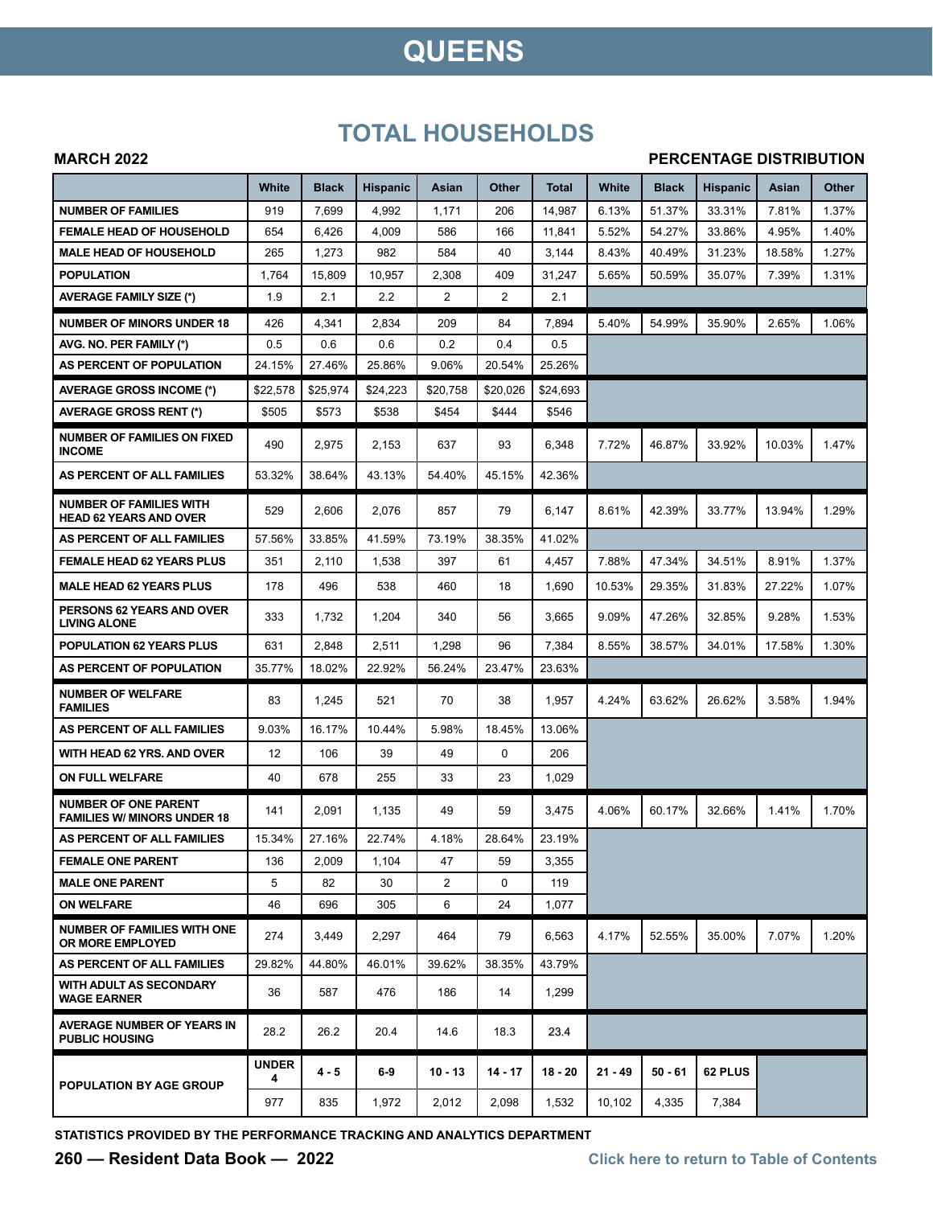# QUEENS

## TOTAL HOUSEHOLDS

**MARCH 2022** **PERCENTAGE DISTRIBUTION**

| | White | Black | Hispanic | Asian | Other | Total | White | Black | Hispanic | Asian | Other |
|---|---|---|---|---|---|---|---|---|---|---|---|
| **NUMBER OF FAMILIES** | 919 | 7,699 | 4,992 | 1,171 | 206 | 14,987 | 6.13% | 51.37% | 33.31% | 7.81% | 1.37% |
| **FEMALE HEAD OF HOUSEHOLD** | 654 | 6,426 | 4,009 | 586 | 166 | 11,841 | 5.52% | 54.27% | 33.86% | 4.95% | 1.40% |
| **MALE HEAD OF HOUSEHOLD** | 265 | 1,273 | 982 | 584 | 40 | 3,144 | 8.43% | 40.49% | 31.23% | 18.58% | 1.27% |
| **POPULATION** | 1,764 | 15,809 | 10,957 | 2,308 | 409 | 31,247 | 5.65% | 50.59% | 35.07% | 7.39% | 1.31% |
| **AVERAGE FAMILY SIZE (*)** | 1.9 | 2.1 | 2.2 | 2 | 2 | 2.1 | | | | | |
| **NUMBER OF MINORS UNDER 18** | 426 | 4,341 | 2,834 | 209 | 84 | 7,894 | 5.40% | 54.99% | 35.90% | 2.65% | 1.06% |
| **AVG. NO. PER FAMILY (*)** | 0.5 | 0.6 | 0.6 | 0.2 | 0.4 | 0.5 | | | | | |
| **AS PERCENT OF POPULATION** | 24.15% | 27.46% | 25.86% | 9.06% | 20.54% | 25.26% | | | | | |
| **AVERAGE GROSS INCOME (*)** | $22,578 | $25,974 | $24,223 | $20,758 | $20,026 | $24,693 | | | | | |
| **AVERAGE GROSS RENT (*)** | $505 | $573 | $538 | $454 | $444 | $546 | | | | | |
| **NUMBER OF FAMILIES ON FIXED INCOME** | 490 | 2,975 | 2,153 | 637 | 93 | 6,348 | 7.72% | 46.87% | 33.92% | 10.03% | 1.47% |
| **AS PERCENT OF ALL FAMILIES** | 53.32% | 38.64% | 43.13% | 54.40% | 45.15% | 42.36% | | | | | |
| **NUMBER OF FAMILIES WITH HEAD 62 YEARS AND OVER** | 529 | 2,606 | 2,076 | 857 | 79 | 6,147 | 8.61% | 42.39% | 33.77% | 13.94% | 1.29% |
| **AS PERCENT OF ALL FAMILIES** | 57.56% | 33.85% | 41.59% | 73.19% | 38.35% | 41.02% | | | | | |
| **FEMALE HEAD 62 YEARS PLUS** | 351 | 2,110 | 1,538 | 397 | 61 | 4,457 | 7.88% | 47.34% | 34.51% | 8.91% | 1.37% |
| **MALE HEAD 62 YEARS PLUS** | 178 | 496 | 538 | 460 | 18 | 1,690 | 10.53% | 29.35% | 31.83% | 27.22% | 1.07% |
| **PERSONS 62 YEARS AND OVER LIVING ALONE** | 333 | 1,732 | 1,204 | 340 | 56 | 3,665 | 9.09% | 47.26% | 32.85% | 9.28% | 1.53% |
| **POPULATION 62 YEARS PLUS** | 631 | 2,848 | 2,511 | 1,298 | 96 | 7,384 | 8.55% | 38.57% | 34.01% | 17.58% | 1.30% |
| **AS PERCENT OF POPULATION** | 35.77% | 18.02% | 22.92% | 56.24% | 23.47% | 23.63% | | | | | |
| **NUMBER OF WELFARE FAMILIES** | 83 | 1,245 | 521 | 70 | 38 | 1,957 | 4.24% | 63.62% | 26.62% | 3.58% | 1.94% |
| **AS PERCENT OF ALL FAMILIES** | 9.03% | 16.17% | 10.44% | 5.98% | 18.45% | 13.06% | | | | | |
| **WITH HEAD 62 YRS. AND OVER** | 12 | 106 | 39 | 49 | 0 | 206 | | | | | |
| **ON FULL WELFARE** | 40 | 678 | 255 | 33 | 23 | 1,029 | | | | | |
| **NUMBER OF ONE PARENT FAMILIES W/ MINORS UNDER 18** | 141 | 2,091 | 1,135 | 49 | 59 | 3,475 | 4.06% | 60.17% | 32.66% | 1.41% | 1.70% |
| **AS PERCENT OF ALL FAMILIES** | 15.34% | 27.16% | 22.74% | 4.18% | 28.64% | 23.19% | | | | | |
| **FEMALE ONE PARENT** | 136 | 2,009 | 1,104 | 47 | 59 | 3,355 | | | | | |
| **MALE ONE PARENT** | 5 | 82 | 30 | 2 | 0 | 119 | | | | | |
| **ON WELFARE** | 46 | 696 | 305 | 6 | 24 | 1,077 | | | | | |
| **NUMBER OF FAMILIES WITH ONE OR MORE EMPLOYED** | 274 | 3,449 | 2,297 | 464 | 79 | 6,563 | 4.17% | 52.55% | 35.00% | 7.07% | 1.20% |
| **AS PERCENT OF ALL FAMILIES** | 29.82% | 44.80% | 46.01% | 39.62% | 38.35% | 43.79% | | | | | |
| **WITH ADULT AS SECONDARY WAGE EARNER** | 36 | 587 | 476 | 186 | 14 | 1,299 | | | | | |
| **AVERAGE NUMBER OF YEARS IN PUBLIC HOUSING** | 28.2 | 26.2 | 20.4 | 14.6 | 18.3 | 23.4 | | | | | |
| **POPULATION BY AGE GROUP** | **UNDER 4** | **4 - 5** | **6-9** | **10 - 13** | **14 - 17** | **18 - 20** | **21 - 49** | **50 - 61** | **62 PLUS** | | |
| | 977 | 835 | 1,972 | 2,012 | 2,098 | 1,532 | 10,102 | 4,335 | 7,384 | | |

**STATISTICS PROVIDED BY THE PERFORMANCE TRACKING AND ANALYTICS DEPARTMENT**

Click here to return to Table of Contents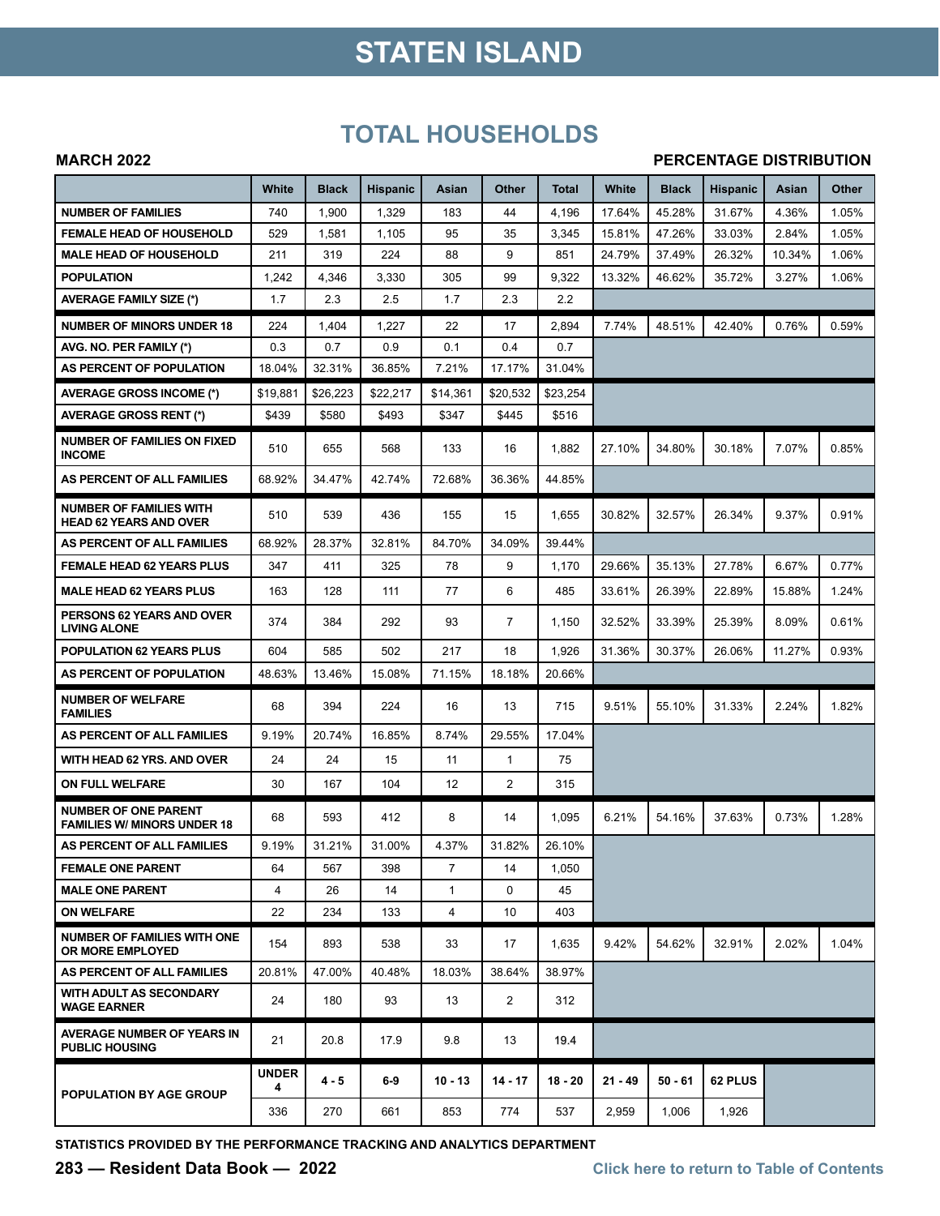# STATEN ISLAND

## TOTAL HOUSEHOLDS

**MARCH 2022** **PERCENTAGE DISTRIBUTION**

| | White | Black | Hispanic | Asian | Other | Total | White | Black | Hispanic | Asian | Other |
|---|---|---|---|---|---|---|---|---|---|---|---|
| NUMBER OF FAMILIES | 740 | 1,900 | 1,329 | 183 | 44 | 4,196 | 17.64% | 45.28% | 31.67% | 4.36% | 1.05% |
| FEMALE HEAD OF HOUSEHOLD | 529 | 1,581 | 1,105 | 95 | 35 | 3,345 | 15.81% | 47.26% | 33.03% | 2.84% | 1.05% |
| MALE HEAD OF HOUSEHOLD | 211 | 319 | 224 | 88 | 9 | 851 | 24.79% | 37.49% | 26.32% | 10.34% | 1.06% |
| POPULATION | 1,242 | 4,346 | 3,330 | 305 | 99 | 9,322 | 13.32% | 46.62% | 35.72% | 3.27% | 1.06% |
| AVERAGE FAMILY SIZE (*) | 1.7 | 2.3 | 2.5 | 1.7 | 2.3 | 2.2 | | | | | |
| NUMBER OF MINORS UNDER 18 | 224 | 1,404 | 1,227 | 22 | 17 | 2,894 | 7.74% | 48.51% | 42.40% | 0.76% | 0.59% |
| AVG. NO. PER FAMILY (*) | 0.3 | 0.7 | 0.9 | 0.1 | 0.4 | 0.7 | | | | | |
| AS PERCENT OF POPULATION | 18.04% | 32.31% | 36.85% | 7.21% | 17.17% | 31.04% | | | | | |
| AVERAGE GROSS INCOME (*) | $19,881 | $26,223 | $22,217 | $14,361 | $20,532 | $23,254 | | | | | |
| AVERAGE GROSS RENT (*) | $439 | $580 | $493 | $347 | $445 | $516 | | | | | |
| NUMBER OF FAMILIES ON FIXED INCOME | 510 | 655 | 568 | 133 | 16 | 1,882 | 27.10% | 34.80% | 30.18% | 7.07% | 0.85% |
| AS PERCENT OF ALL FAMILIES | 68.92% | 34.47% | 42.74% | 72.68% | 36.36% | 44.85% | | | | | |
| NUMBER OF FAMILIES WITH HEAD 62 YEARS AND OVER | 510 | 539 | 436 | 155 | 15 | 1,655 | 30.82% | 32.57% | 26.34% | 9.37% | 0.91% |
| AS PERCENT OF ALL FAMILIES | 68.92% | 28.37% | 32.81% | 84.70% | 34.09% | 39.44% | | | | | |
| FEMALE HEAD 62 YEARS PLUS | 347 | 411 | 325 | 78 | 9 | 1,170 | 29.66% | 35.13% | 27.78% | 6.67% | 0.77% |
| MALE HEAD 62 YEARS PLUS | 163 | 128 | 111 | 77 | 6 | 485 | 33.61% | 26.39% | 22.89% | 15.88% | 1.24% |
| PERSONS 62 YEARS AND OVER LIVING ALONE | 374 | 384 | 292 | 93 | 7 | 1,150 | 32.52% | 33.39% | 25.39% | 8.09% | 0.61% |
| POPULATION 62 YEARS PLUS | 604 | 585 | 502 | 217 | 18 | 1,926 | 31.36% | 30.37% | 26.06% | 11.27% | 0.93% |
| AS PERCENT OF POPULATION | 48.63% | 13.46% | 15.08% | 71.15% | 18.18% | 20.66% | | | | | |
| NUMBER OF WELFARE FAMILIES | 68 | 394 | 224 | 16 | 13 | 715 | 9.51% | 55.10% | 31.33% | 2.24% | 1.82% |
| AS PERCENT OF ALL FAMILIES | 9.19% | 20.74% | 16.85% | 8.74% | 29.55% | 17.04% | | | | | |
| WITH HEAD 62 YRS. AND OVER | 24 | 24 | 15 | 11 | 1 | 75 | | | | | |
| ON FULL WELFARE | 30 | 167 | 104 | 12 | 2 | 315 | | | | | |
| NUMBER OF ONE PARENT FAMILIES W/ MINORS UNDER 18 | 68 | 593 | 412 | 8 | 14 | 1,095 | 6.21% | 54.16% | 37.63% | 0.73% | 1.28% |
| AS PERCENT OF ALL FAMILIES | 9.19% | 31.21% | 31.00% | 4.37% | 31.82% | 26.10% | | | | | |
| FEMALE ONE PARENT | 64 | 567 | 398 | 7 | 14 | 1,050 | | | | | |
| MALE ONE PARENT | 4 | 26 | 14 | 1 | 0 | 45 | | | | | |
| ON WELFARE | 22 | 234 | 133 | 4 | 10 | 403 | | | | | |
| NUMBER OF FAMILIES WITH ONE OR MORE EMPLOYED | 154 | 893 | 538 | 33 | 17 | 1,635 | 9.42% | 54.62% | 32.91% | 2.02% | 1.04% |
| AS PERCENT OF ALL FAMILIES | 20.81% | 47.00% | 40.48% | 18.03% | 38.64% | 38.97% | | | | | |
| WITH ADULT AS SECONDARY WAGE EARNER | 24 | 180 | 93 | 13 | 2 | 312 | | | | | |
| AVERAGE NUMBER OF YEARS IN PUBLIC HOUSING | 21 | 20.8 | 17.9 | 9.8 | 13 | 19.4 | | | | | |
| POPULATION BY AGE GROUP | UNDER 4 | 4 - 5 | 6-9 | 10 - 13 | 14 - 17 | 18 - 20 | 21 - 49 | 50 - 61 | 62 PLUS | | |
| | 336 | 270 | 661 | 853 | 774 | 537 | 2,959 | 1,006 | 1,926 | | |

STATISTICS PROVIDED BY THE PERFORMANCE TRACKING AND ANALYTICS DEPARTMENT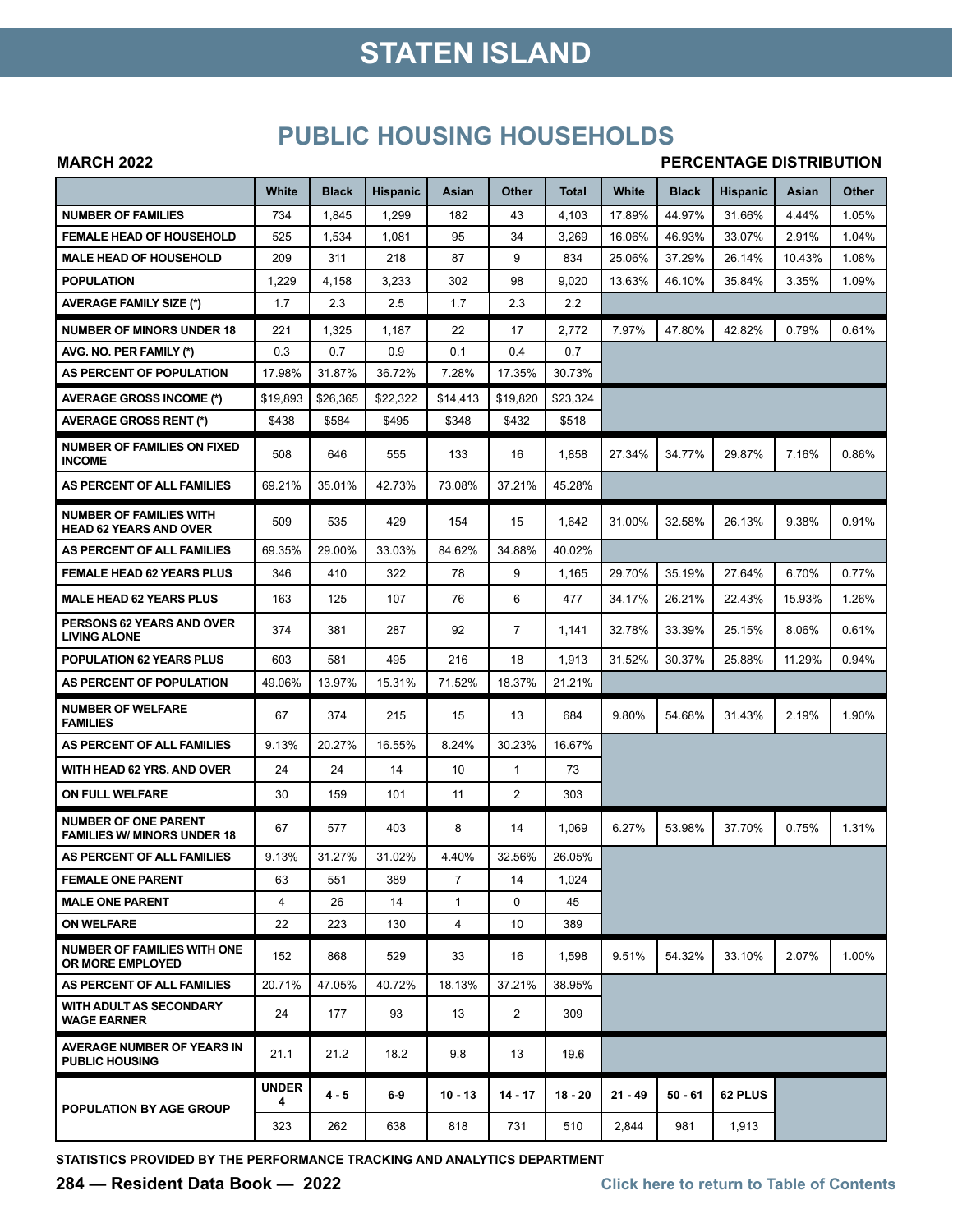# STATEN ISLAND

## PUBLIC HOUSING HOUSEHOLDS

**MARCH 2022** **PERCENTAGE DISTRIBUTION**

| | White | Black | Hispanic | Asian | Other | Total | White | Black | Hispanic | Asian | Other |
|---|---|---|---|---|---|---|---|---|---|---|---|
| NUMBER OF FAMILIES | 734 | 1,845 | 1,299 | 182 | 43 | 4,103 | 17.89% | 44.97% | 31.66% | 4.44% | 1.05% |
| FEMALE HEAD OF HOUSEHOLD | 525 | 1,534 | 1,081 | 95 | 34 | 3,269 | 16.06% | 46.93% | 33.07% | 2.91% | 1.04% |
| MALE HEAD OF HOUSEHOLD | 209 | 311 | 218 | 87 | 9 | 834 | 25.06% | 37.29% | 26.14% | 10.43% | 1.08% |
| POPULATION | 1,229 | 4,158 | 3,233 | 302 | 98 | 9,020 | 13.63% | 46.10% | 35.84% | 3.35% | 1.09% |
| AVERAGE FAMILY SIZE (*) | 1.7 | 2.3 | 2.5 | 1.7 | 2.3 | 2.2 | | | | | |
| NUMBER OF MINORS UNDER 18 | 221 | 1,325 | 1,187 | 22 | 17 | 2,772 | 7.97% | 47.80% | 42.82% | 0.79% | 0.61% |
| AVG. NO. PER FAMILY (*) | 0.3 | 0.7 | 0.9 | 0.1 | 0.4 | 0.7 | | | | | |
| AS PERCENT OF POPULATION | 17.98% | 31.87% | 36.72% | 7.28% | 17.35% | 30.73% | | | | | |
| AVERAGE GROSS INCOME (*) | $19,893 | $26,365 | $22,322 | $14,413 | $19,820 | $23,324 | | | | | |
| AVERAGE GROSS RENT (*) | $438 | $584 | $495 | $348 | $432 | $518 | | | | | |
| NUMBER OF FAMILIES ON FIXED INCOME | 508 | 646 | 555 | 133 | 16 | 1,858 | 27.34% | 34.77% | 29.87% | 7.16% | 0.86% |
| AS PERCENT OF ALL FAMILIES | 69.21% | 35.01% | 42.73% | 73.08% | 37.21% | 45.28% | | | | | |
| NUMBER OF FAMILIES WITH HEAD 62 YEARS AND OVER | 509 | 535 | 429 | 154 | 15 | 1,642 | 31.00% | 32.58% | 26.13% | 9.38% | 0.91% |
| AS PERCENT OF ALL FAMILIES | 69.35% | 29.00% | 33.03% | 84.62% | 34.88% | 40.02% | | | | | |
| FEMALE HEAD 62 YEARS PLUS | 346 | 410 | 322 | 78 | 9 | 1,165 | 29.70% | 35.19% | 27.64% | 6.70% | 0.77% |
| MALE HEAD 62 YEARS PLUS | 163 | 125 | 107 | 76 | 6 | 477 | 34.17% | 26.21% | 22.43% | 15.93% | 1.26% |
| PERSONS 62 YEARS AND OVER LIVING ALONE | 374 | 381 | 287 | 92 | 7 | 1,141 | 32.78% | 33.39% | 25.15% | 8.06% | 0.61% |
| POPULATION 62 YEARS PLUS | 603 | 581 | 495 | 216 | 18 | 1,913 | 31.52% | 30.37% | 25.88% | 11.29% | 0.94% |
| AS PERCENT OF POPULATION | 49.06% | 13.97% | 15.31% | 71.52% | 18.37% | 21.21% | | | | | |
| NUMBER OF WELFARE FAMILIES | 67 | 374 | 215 | 15 | 13 | 684 | 9.80% | 54.68% | 31.43% | 2.19% | 1.90% |
| AS PERCENT OF ALL FAMILIES | 9.13% | 20.27% | 16.55% | 8.24% | 30.23% | 16.67% | | | | | |
| WITH HEAD 62 YRS. AND OVER | 24 | 24 | 14 | 10 | 1 | 73 | | | | | |
| ON FULL WELFARE | 30 | 159 | 101 | 11 | 2 | 303 | | | | | |
| NUMBER OF ONE PARENT FAMILIES W/ MINORS UNDER 18 | 67 | 577 | 403 | 8 | 14 | 1,069 | 6.27% | 53.98% | 37.70% | 0.75% | 1.31% |
| AS PERCENT OF ALL FAMILIES | 9.13% | 31.27% | 31.02% | 4.40% | 32.56% | 26.05% | | | | | |
| FEMALE ONE PARENT | 63 | 551 | 389 | 7 | 14 | 1,024 | | | | | |
| MALE ONE PARENT | 4 | 26 | 14 | 1 | 0 | 45 | | | | | |
| ON WELFARE | 22 | 223 | 130 | 4 | 10 | 389 | | | | | |
| NUMBER OF FAMILIES WITH ONE OR MORE EMPLOYED | 152 | 868 | 529 | 33 | 16 | 1,598 | 9.51% | 54.32% | 33.10% | 2.07% | 1.00% |
| AS PERCENT OF ALL FAMILIES | 20.71% | 47.05% | 40.72% | 18.13% | 37.21% | 38.95% | | | | | |
| WITH ADULT AS SECONDARY WAGE EARNER | 24 | 177 | 93 | 13 | 2 | 309 | | | | | |
| AVERAGE NUMBER OF YEARS IN PUBLIC HOUSING | 21.1 | 21.2 | 18.2 | 9.8 | 13 | 19.6 | | | | | |
| POPULATION BY AGE GROUP | UNDER 4 | 4 - 5 | 6-9 | 10 - 13 | 14 - 17 | 18 - 20 | 21 - 49 | 50 - 61 | 62 PLUS | | |
| | 323 | 262 | 638 | 818 | 731 | 510 | 2,844 | 981 | 1,913 | | |

STATISTICS PROVIDED BY THE PERFORMANCE TRACKING AND ANALYTICS DEPARTMENT

Click here to return to Table of Contents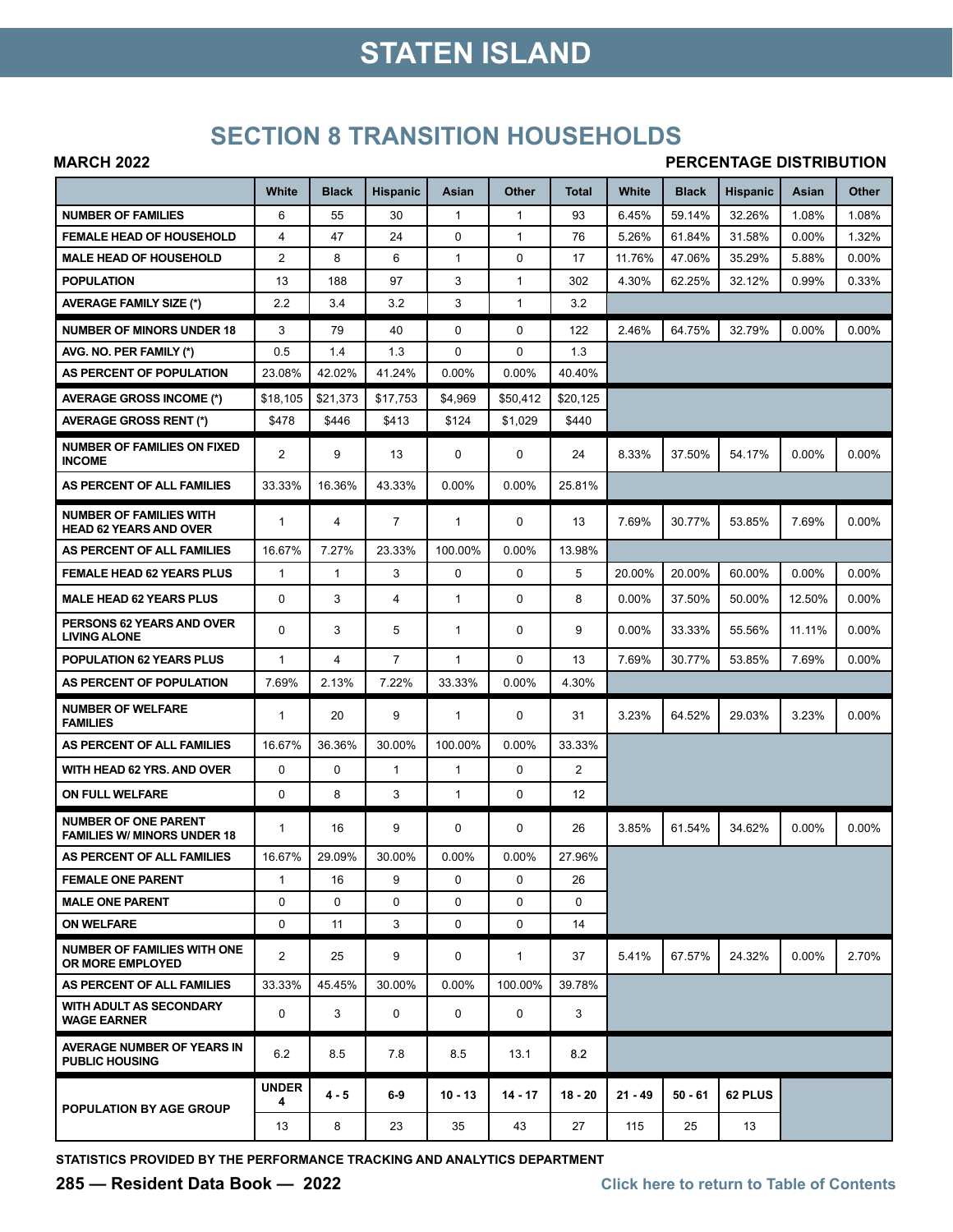# STATEN ISLAND

## SECTION 8 TRANSITION HOUSEHOLDS

**MARCH 2022** **PERCENTAGE DISTRIBUTION**

| | White | Black | Hispanic | Asian | Other | Total | White | Black | Hispanic | Asian | Other |
|---|---|---|---|---|---|---|---|---|---|---|---|
| NUMBER OF FAMILIES | 6 | 55 | 30 | 1 | 1 | 93 | 6.45% | 59.14% | 32.26% | 1.08% | 1.08% |
| FEMALE HEAD OF HOUSEHOLD | 4 | 47 | 24 | 0 | 1 | 76 | 5.26% | 61.84% | 31.58% | 0.00% | 1.32% |
| MALE HEAD OF HOUSEHOLD | 2 | 8 | 6 | 1 | 0 | 17 | 11.76% | 47.06% | 35.29% | 5.88% | 0.00% |
| POPULATION | 13 | 188 | 97 | 3 | 1 | 302 | 4.30% | 62.25% | 32.12% | 0.99% | 0.33% |
| AVERAGE FAMILY SIZE (*) | 2.2 | 3.4 | 3.2 | 3 | 1 | 3.2 | | | | | |
| NUMBER OF MINORS UNDER 18 | 3 | 79 | 40 | 0 | 0 | 122 | 2.46% | 64.75% | 32.79% | 0.00% | 0.00% |
| AVG. NO. PER FAMILY (*) | 0.5 | 1.4 | 1.3 | 0 | 0 | 1.3 | | | | | |
| AS PERCENT OF POPULATION | 23.08% | 42.02% | 41.24% | 0.00% | 0.00% | 40.40% | | | | | |
| AVERAGE GROSS INCOME (*) | $18,105 | $21,373 | $17,753 | $4,969 | $50,412 | $20,125 | | | | | |
| AVERAGE GROSS RENT (*) | $478 | $446 | $413 | $124 | $1,029 | $440 | | | | | |
| NUMBER OF FAMILIES ON FIXED INCOME | 2 | 9 | 13 | 0 | 0 | 24 | 8.33% | 37.50% | 54.17% | 0.00% | 0.00% |
| AS PERCENT OF ALL FAMILIES | 33.33% | 16.36% | 43.33% | 0.00% | 0.00% | 25.81% | | | | | |
| NUMBER OF FAMILIES WITH HEAD 62 YEARS AND OVER | 1 | 4 | 7 | 1 | 0 | 13 | 7.69% | 30.77% | 53.85% | 7.69% | 0.00% |
| AS PERCENT OF ALL FAMILIES | 16.67% | 7.27% | 23.33% | 100.00% | 0.00% | 13.98% | | | | | |
| FEMALE HEAD 62 YEARS PLUS | 1 | 1 | 3 | 0 | 0 | 5 | 20.00% | 20.00% | 60.00% | 0.00% | 0.00% |
| MALE HEAD 62 YEARS PLUS | 0 | 3 | 4 | 1 | 0 | 8 | 0.00% | 37.50% | 50.00% | 12.50% | 0.00% |
| PERSONS 62 YEARS AND OVER LIVING ALONE | 0 | 3 | 5 | 1 | 0 | 9 | 0.00% | 33.33% | 55.56% | 11.11% | 0.00% |
| POPULATION 62 YEARS PLUS | 1 | 4 | 7 | 1 | 0 | 13 | 7.69% | 30.77% | 53.85% | 7.69% | 0.00% |
| AS PERCENT OF POPULATION | 7.69% | 2.13% | 7.22% | 33.33% | 0.00% | 4.30% | | | | | |
| NUMBER OF WELFARE FAMILIES | 1 | 20 | 9 | 1 | 0 | 31 | 3.23% | 64.52% | 29.03% | 3.23% | 0.00% |
| AS PERCENT OF ALL FAMILIES | 16.67% | 36.36% | 30.00% | 100.00% | 0.00% | 33.33% | | | | | |
| WITH HEAD 62 YRS. AND OVER | 0 | 0 | 1 | 1 | 0 | 2 | | | | | |
| ON FULL WELFARE | 0 | 8 | 3 | 1 | 0 | 12 | | | | | |
| NUMBER OF ONE PARENT FAMILIES W/ MINORS UNDER 18 | 1 | 16 | 9 | 0 | 0 | 26 | 3.85% | 61.54% | 34.62% | 0.00% | 0.00% |
| AS PERCENT OF ALL FAMILIES | 16.67% | 29.09% | 30.00% | 0.00% | 0.00% | 27.96% | | | | | |
| FEMALE ONE PARENT | 1 | 16 | 9 | 0 | 0 | 26 | | | | | |
| MALE ONE PARENT | 0 | 0 | 0 | 0 | 0 | 0 | | | | | |
| ON WELFARE | 0 | 11 | 3 | 0 | 0 | 14 | | | | | |
| NUMBER OF FAMILIES WITH ONE OR MORE EMPLOYED | 2 | 25 | 9 | 0 | 1 | 37 | 5.41% | 67.57% | 24.32% | 0.00% | 2.70% |
| AS PERCENT OF ALL FAMILIES | 33.33% | 45.45% | 30.00% | 0.00% | 100.00% | 39.78% | | | | | |
| WITH ADULT AS SECONDARY WAGE EARNER | 0 | 3 | 0 | 0 | 0 | 3 | | | | | |
| AVERAGE NUMBER OF YEARS IN PUBLIC HOUSING | 6.2 | 8.5 | 7.8 | 8.5 | 13.1 | 8.2 | | | | | |
| POPULATION BY AGE GROUP | UNDER 4 | 4 - 5 | 6-9 | 10 - 13 | 14 - 17 | 18 - 20 | 21 - 49 | 50 - 61 | 62 PLUS | | |
| | 13 | 8 | 23 | 35 | 43 | 27 | 115 | 25 | 13 | | |

STATISTICS PROVIDED BY THE PERFORMANCE TRACKING AND ANALYTICS DEPARTMENT

Click here to return to Table of Contents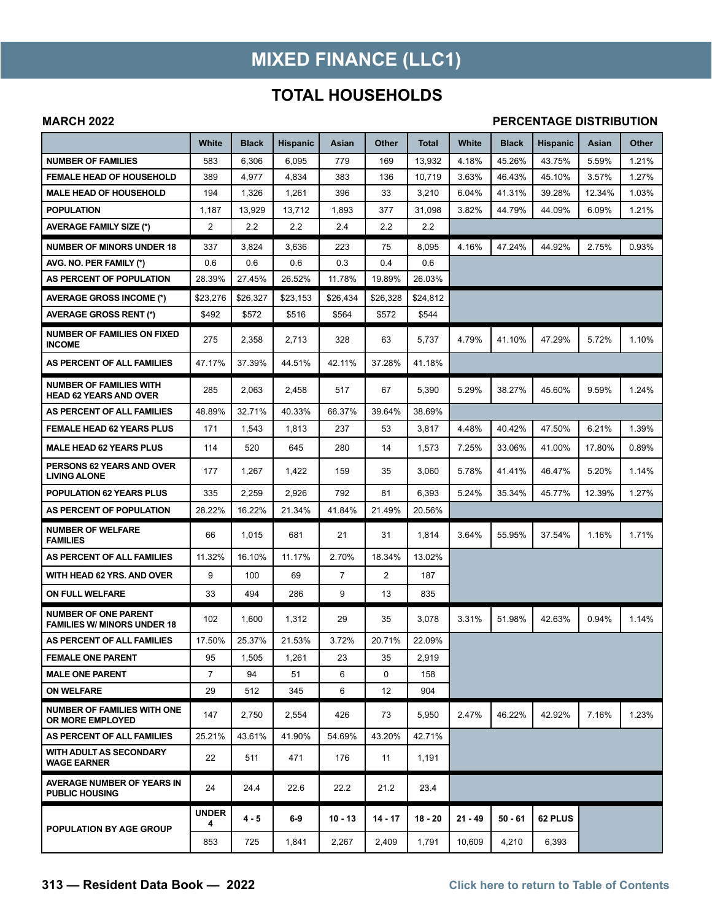# MIXED FINANCE (LLC1)

## TOTAL HOUSEHOLDS

**MARCH 2022** **PERCENTAGE DISTRIBUTION**

| | White | Black | Hispanic | Asian | Other | Total | White | Black | Hispanic | Asian | Other |
|---|---|---|---|---|---|---|---|---|---|---|---|
| **NUMBER OF FAMILIES** | 583 | 6,306 | 6,095 | 779 | 169 | 13,932 | 4.18% | 45.26% | 43.75% | 5.59% | 1.21% |
| **FEMALE HEAD OF HOUSEHOLD** | 389 | 4,977 | 4,834 | 383 | 136 | 10,719 | 3.63% | 46.43% | 45.10% | 3.57% | 1.27% |
| **MALE HEAD OF HOUSEHOLD** | 194 | 1,326 | 1,261 | 396 | 33 | 3,210 | 6.04% | 41.31% | 39.28% | 12.34% | 1.03% |
| **POPULATION** | 1,187 | 13,929 | 13,712 | 1,893 | 377 | 31,098 | 3.82% | 44.79% | 44.09% | 6.09% | 1.21% |
| **AVERAGE FAMILY SIZE (*)** | 2 | 2.2 | 2.2 | 2.4 | 2.2 | 2.2 | | | | | |
| **NUMBER OF MINORS UNDER 18** | 337 | 3,824 | 3,636 | 223 | 75 | 8,095 | 4.16% | 47.24% | 44.92% | 2.75% | 0.93% |
| **AVG. NO. PER FAMILY (*)** | 0.6 | 0.6 | 0.6 | 0.3 | 0.4 | 0.6 | | | | | |
| **AS PERCENT OF POPULATION** | 28.39% | 27.45% | 26.52% | 11.78% | 19.89% | 26.03% | | | | | |
| **AVERAGE GROSS INCOME (*)** | $23,276 | $26,327 | $23,153 | $26,434 | $26,328 | $24,812 | | | | | |
| **AVERAGE GROSS RENT (*)** | $492 | $572 | $516 | $564 | $572 | $544 | | | | | |
| **NUMBER OF FAMILIES ON FIXED INCOME** | 275 | 2,358 | 2,713 | 328 | 63 | 5,737 | 4.79% | 41.10% | 47.29% | 5.72% | 1.10% |
| **AS PERCENT OF ALL FAMILIES** | 47.17% | 37.39% | 44.51% | 42.11% | 37.28% | 41.18% | | | | | |
| **NUMBER OF FAMILIES WITH HEAD 62 YEARS AND OVER** | 285 | 2,063 | 2,458 | 517 | 67 | 5,390 | 5.29% | 38.27% | 45.60% | 9.59% | 1.24% |
| **AS PERCENT OF ALL FAMILIES** | 48.89% | 32.71% | 40.33% | 66.37% | 39.64% | 38.69% | | | | | |
| **FEMALE HEAD 62 YEARS PLUS** | 171 | 1,543 | 1,813 | 237 | 53 | 3,817 | 4.48% | 40.42% | 47.50% | 6.21% | 1.39% |
| **MALE HEAD 62 YEARS PLUS** | 114 | 520 | 645 | 280 | 14 | 1,573 | 7.25% | 33.06% | 41.00% | 17.80% | 0.89% |
| **PERSONS 62 YEARS AND OVER LIVING ALONE** | 177 | 1,267 | 1,422 | 159 | 35 | 3,060 | 5.78% | 41.41% | 46.47% | 5.20% | 1.14% |
| **POPULATION 62 YEARS PLUS** | 335 | 2,259 | 2,926 | 792 | 81 | 6,393 | 5.24% | 35.34% | 45.77% | 12.39% | 1.27% |
| **AS PERCENT OF POPULATION** | 28.22% | 16.22% | 21.34% | 41.84% | 21.49% | 20.56% | | | | | |
| **NUMBER OF WELFARE FAMILIES** | 66 | 1,015 | 681 | 21 | 31 | 1,814 | 3.64% | 55.95% | 37.54% | 1.16% | 1.71% |
| **AS PERCENT OF ALL FAMILIES** | 11.32% | 16.10% | 11.17% | 2.70% | 18.34% | 13.02% | | | | | |
| **WITH HEAD 62 YRS. AND OVER** | 9 | 100 | 69 | 7 | 2 | 187 | | | | | |
| **ON FULL WELFARE** | 33 | 494 | 286 | 9 | 13 | 835 | | | | | |
| **NUMBER OF ONE PARENT FAMILIES W/ MINORS UNDER 18** | 102 | 1,600 | 1,312 | 29 | 35 | 3,078 | 3.31% | 51.98% | 42.63% | 0.94% | 1.14% |
| **AS PERCENT OF ALL FAMILIES** | 17.50% | 25.37% | 21.53% | 3.72% | 20.71% | 22.09% | | | | | |
| **FEMALE ONE PARENT** | 95 | 1,505 | 1,261 | 23 | 35 | 2,919 | | | | | |
| **MALE ONE PARENT** | 7 | 94 | 51 | 6 | 0 | 158 | | | | | |
| **ON WELFARE** | 29 | 512 | 345 | 6 | 12 | 904 | | | | | |
| **NUMBER OF FAMILIES WITH ONE OR MORE EMPLOYED** | 147 | 2,750 | 2,554 | 426 | 73 | 5,950 | 2.47% | 46.22% | 42.92% | 7.16% | 1.23% |
| **AS PERCENT OF ALL FAMILIES** | 25.21% | 43.61% | 41.90% | 54.69% | 43.20% | 42.71% | | | | | |
| **WITH ADULT AS SECONDARY WAGE EARNER** | 22 | 511 | 471 | 176 | 11 | 1,191 | | | | | |
| **AVERAGE NUMBER OF YEARS IN PUBLIC HOUSING** | 24 | 24.4 | 22.6 | 22.2 | 21.2 | 23.4 | | | | | |
| **POPULATION BY AGE GROUP** | **UNDER 4** | **4 - 5** | **6-9** | **10 - 13** | **14 - 17** | **18 - 20** | **21 - 49** | **50 - 61** | **62 PLUS** | | |
| | 853 | 725 | 1,841 | 2,267 | 2,409 | 1,791 | 10,609 | 4,210 | 6,393 | | |

**313 — Resident Data Book — 2022**

Click here to return to Table of Contents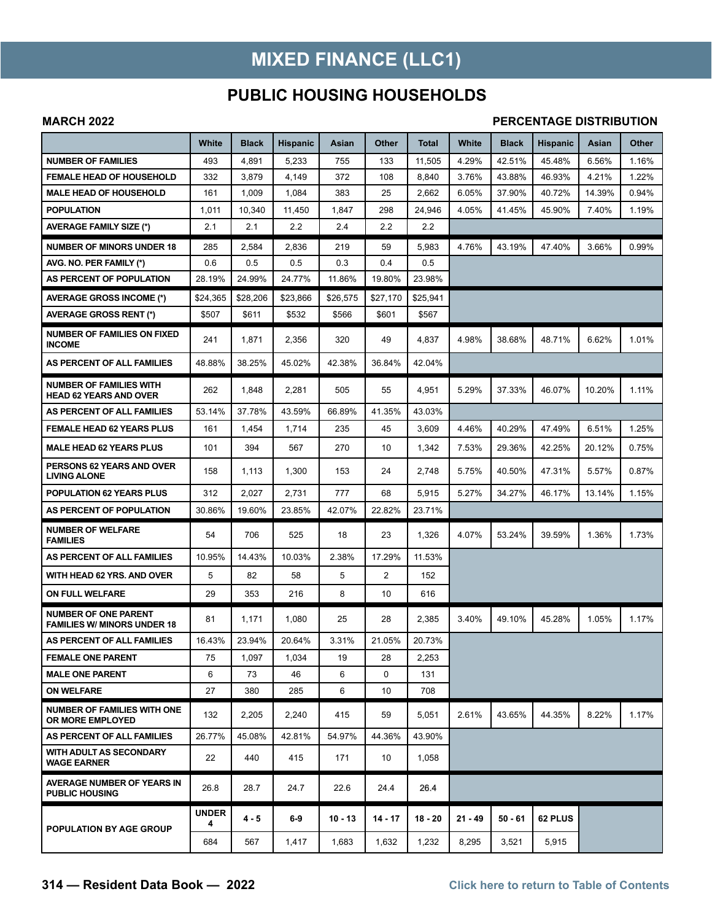# MIXED FINANCE (LLC1)

## PUBLIC HOUSING HOUSEHOLDS

**MARCH 2022** **PERCENTAGE DISTRIBUTION**

| | White | Black | Hispanic | Asian | Other | Total | White | Black | Hispanic | Asian | Other |
|---|---|---|---|---|---|---|---|---|---|---|---|
| NUMBER OF FAMILIES | 493 | 4,891 | 5,233 | 755 | 133 | 11,505 | 4.29% | 42.51% | 45.48% | 6.56% | 1.16% |
| FEMALE HEAD OF HOUSEHOLD | 332 | 3,879 | 4,149 | 372 | 108 | 8,840 | 3.76% | 43.88% | 46.93% | 4.21% | 1.22% |
| MALE HEAD OF HOUSEHOLD | 161 | 1,009 | 1,084 | 383 | 25 | 2,662 | 6.05% | 37.90% | 40.72% | 14.39% | 0.94% |
| POPULATION | 1,011 | 10,340 | 11,450 | 1,847 | 298 | 24,946 | 4.05% | 41.45% | 45.90% | 7.40% | 1.19% |
| AVERAGE FAMILY SIZE (*) | 2.1 | 2.1 | 2.2 | 2.4 | 2.2 | 2.2 | | | | | |
| NUMBER OF MINORS UNDER 18 | 285 | 2,584 | 2,836 | 219 | 59 | 5,983 | 4.76% | 43.19% | 47.40% | 3.66% | 0.99% |
| AVG. NO. PER FAMILY (*) | 0.6 | 0.5 | 0.5 | 0.3 | 0.4 | 0.5 | | | | | |
| AS PERCENT OF POPULATION | 28.19% | 24.99% | 24.77% | 11.86% | 19.80% | 23.98% | | | | | |
| AVERAGE GROSS INCOME (*) | $24,365 | $28,206 | $23,866 | $26,575 | $27,170 | $25,941 | | | | | |
| AVERAGE GROSS RENT (*) | $507 | $611 | $532 | $566 | $601 | $567 | | | | | |
| NUMBER OF FAMILIES ON FIXED INCOME | 241 | 1,871 | 2,356 | 320 | 49 | 4,837 | 4.98% | 38.68% | 48.71% | 6.62% | 1.01% |
| AS PERCENT OF ALL FAMILIES | 48.88% | 38.25% | 45.02% | 42.38% | 36.84% | 42.04% | | | | | |
| NUMBER OF FAMILIES WITH HEAD 62 YEARS AND OVER | 262 | 1,848 | 2,281 | 505 | 55 | 4,951 | 5.29% | 37.33% | 46.07% | 10.20% | 1.11% |
| AS PERCENT OF ALL FAMILIES | 53.14% | 37.78% | 43.59% | 66.89% | 41.35% | 43.03% | | | | | |
| FEMALE HEAD 62 YEARS PLUS | 161 | 1,454 | 1,714 | 235 | 45 | 3,609 | 4.46% | 40.29% | 47.49% | 6.51% | 1.25% |
| MALE HEAD 62 YEARS PLUS | 101 | 394 | 567 | 270 | 10 | 1,342 | 7.53% | 29.36% | 42.25% | 20.12% | 0.75% |
| PERSONS 62 YEARS AND OVER LIVING ALONE | 158 | 1,113 | 1,300 | 153 | 24 | 2,748 | 5.75% | 40.50% | 47.31% | 5.57% | 0.87% |
| POPULATION 62 YEARS PLUS | 312 | 2,027 | 2,731 | 777 | 68 | 5,915 | 5.27% | 34.27% | 46.17% | 13.14% | 1.15% |
| AS PERCENT OF POPULATION | 30.86% | 19.60% | 23.85% | 42.07% | 22.82% | 23.71% | | | | | |
| NUMBER OF WELFARE FAMILIES | 54 | 706 | 525 | 18 | 23 | 1,326 | 4.07% | 53.24% | 39.59% | 1.36% | 1.73% |
| AS PERCENT OF ALL FAMILIES | 10.95% | 14.43% | 10.03% | 2.38% | 17.29% | 11.53% | | | | | |
| WITH HEAD 62 YRS. AND OVER | 5 | 82 | 58 | 5 | 2 | 152 | | | | | |
| ON FULL WELFARE | 29 | 353 | 216 | 8 | 10 | 616 | | | | | |
| NUMBER OF ONE PARENT FAMILIES W/ MINORS UNDER 18 | 81 | 1,171 | 1,080 | 25 | 28 | 2,385 | 3.40% | 49.10% | 45.28% | 1.05% | 1.17% |
| AS PERCENT OF ALL FAMILIES | 16.43% | 23.94% | 20.64% | 3.31% | 21.05% | 20.73% | | | | | |
| FEMALE ONE PARENT | 75 | 1,097 | 1,034 | 19 | 28 | 2,253 | | | | | |
| MALE ONE PARENT | 6 | 73 | 46 | 6 | 0 | 131 | | | | | |
| ON WELFARE | 27 | 380 | 285 | 6 | 10 | 708 | | | | | |
| NUMBER OF FAMILIES WITH ONE OR MORE EMPLOYED | 132 | 2,205 | 2,240 | 415 | 59 | 5,051 | 2.61% | 43.65% | 44.35% | 8.22% | 1.17% |
| AS PERCENT OF ALL FAMILIES | 26.77% | 45.08% | 42.81% | 54.97% | 44.36% | 43.90% | | | | | |
| WITH ADULT AS SECONDARY WAGE EARNER | 22 | 440 | 415 | 171 | 10 | 1,058 | | | | | |
| AVERAGE NUMBER OF YEARS IN PUBLIC HOUSING | 26.8 | 28.7 | 24.7 | 22.6 | 24.4 | 26.4 | | | | | |
| POPULATION BY AGE GROUP | UNDER 4 | 4 - 5 | 6-9 | 10 - 13 | 14 - 17 | 18 - 20 | 21 - 49 | 50 - 61 | 62 PLUS | | |
| | 684 | 567 | 1,417 | 1,683 | 1,632 | 1,232 | 8,295 | 3,521 | 5,915 | | |

Click here to return to Table of Contents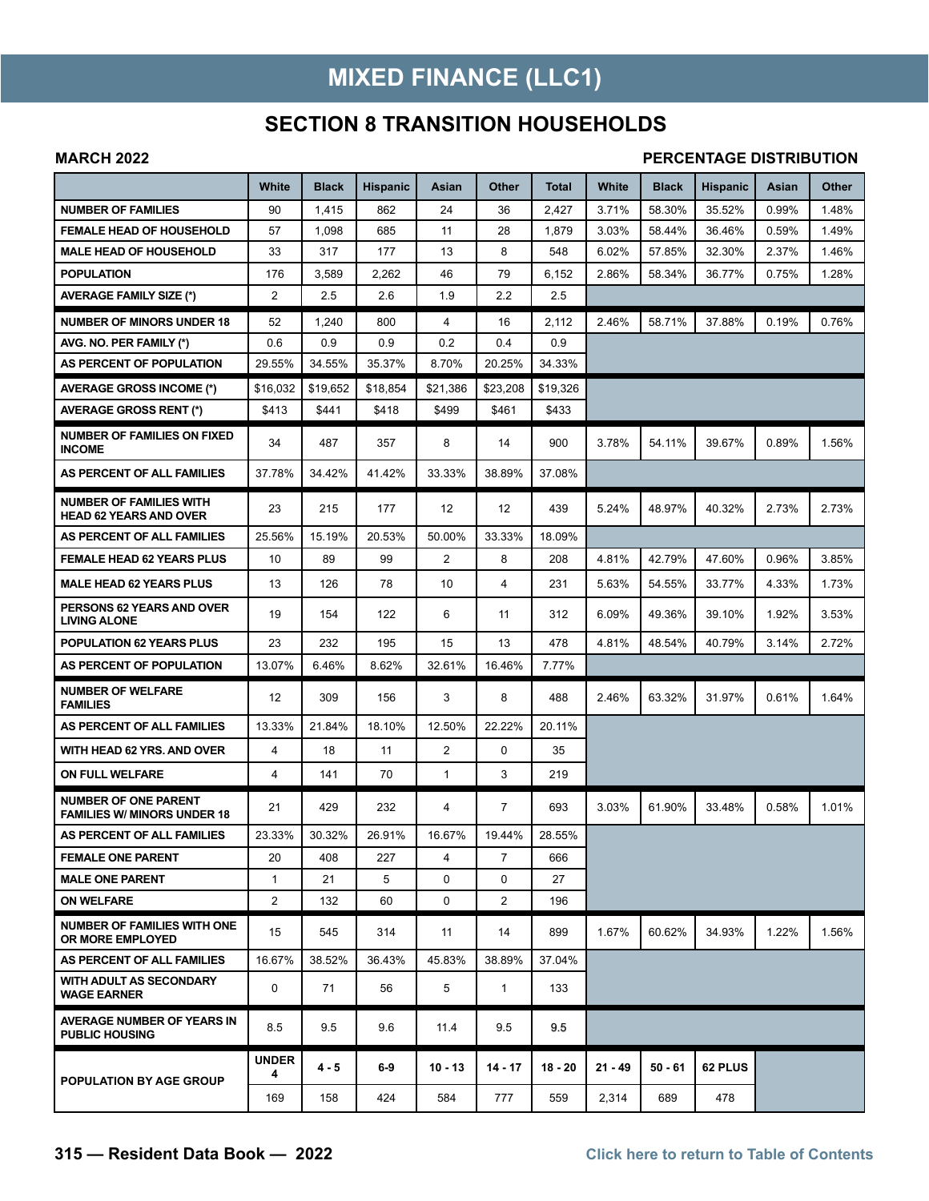# MIXED FINANCE (LLC1)

## SECTION 8 TRANSITION HOUSEHOLDS

**MARCH 2022** **PERCENTAGE DISTRIBUTION**

| | White | Black | Hispanic | Asian | Other | Total | White | Black | Hispanic | Asian | Other |
|---|---|---|---|---|---|---|---|---|---|---|---|
| NUMBER OF FAMILIES | 90 | 1,415 | 862 | 24 | 36 | 2,427 | 3.71% | 58.30% | 35.52% | 0.99% | 1.48% |
| FEMALE HEAD OF HOUSEHOLD | 57 | 1,098 | 685 | 11 | 28 | 1,879 | 3.03% | 58.44% | 36.46% | 0.59% | 1.49% |
| MALE HEAD OF HOUSEHOLD | 33 | 317 | 177 | 13 | 8 | 548 | 6.02% | 57.85% | 32.30% | 2.37% | 1.46% |
| POPULATION | 176 | 3,589 | 2,262 | 46 | 79 | 6,152 | 2.86% | 58.34% | 36.77% | 0.75% | 1.28% |
| AVERAGE FAMILY SIZE (*) | 2 | 2.5 | 2.6 | 1.9 | 2.2 | 2.5 | | | | | |
| NUMBER OF MINORS UNDER 18 | 52 | 1,240 | 800 | 4 | 16 | 2,112 | 2.46% | 58.71% | 37.88% | 0.19% | 0.76% |
| AVG. NO. PER FAMILY (*) | 0.6 | 0.9 | 0.9 | 0.2 | 0.4 | 0.9 | | | | | |
| AS PERCENT OF POPULATION | 29.55% | 34.55% | 35.37% | 8.70% | 20.25% | 34.33% | | | | | |
| AVERAGE GROSS INCOME (*) | $16,032 | $19,652 | $18,854 | $21,386 | $23,208 | $19,326 | | | | | |
| AVERAGE GROSS RENT (*) | $413 | $441 | $418 | $499 | $461 | $433 | | | | | |
| NUMBER OF FAMILIES ON FIXED INCOME | 34 | 487 | 357 | 8 | 14 | 900 | 3.78% | 54.11% | 39.67% | 0.89% | 1.56% |
| AS PERCENT OF ALL FAMILIES | 37.78% | 34.42% | 41.42% | 33.33% | 38.89% | 37.08% | | | | | |
| NUMBER OF FAMILIES WITH HEAD 62 YEARS AND OVER | 23 | 215 | 177 | 12 | 12 | 439 | 5.24% | 48.97% | 40.32% | 2.73% | 2.73% |
| AS PERCENT OF ALL FAMILIES | 25.56% | 15.19% | 20.53% | 50.00% | 33.33% | 18.09% | | | | | |
| FEMALE HEAD 62 YEARS PLUS | 10 | 89 | 99 | 2 | 8 | 208 | 4.81% | 42.79% | 47.60% | 0.96% | 3.85% |
| MALE HEAD 62 YEARS PLUS | 13 | 126 | 78 | 10 | 4 | 231 | 5.63% | 54.55% | 33.77% | 4.33% | 1.73% |
| PERSONS 62 YEARS AND OVER LIVING ALONE | 19 | 154 | 122 | 6 | 11 | 312 | 6.09% | 49.36% | 39.10% | 1.92% | 3.53% |
| POPULATION 62 YEARS PLUS | 23 | 232 | 195 | 15 | 13 | 478 | 4.81% | 48.54% | 40.79% | 3.14% | 2.72% |
| AS PERCENT OF POPULATION | 13.07% | 6.46% | 8.62% | 32.61% | 16.46% | 7.77% | | | | | |
| NUMBER OF WELFARE FAMILIES | 12 | 309 | 156 | 3 | 8 | 488 | 2.46% | 63.32% | 31.97% | 0.61% | 1.64% |
| AS PERCENT OF ALL FAMILIES | 13.33% | 21.84% | 18.10% | 12.50% | 22.22% | 20.11% | | | | | |
| WITH HEAD 62 YRS. AND OVER | 4 | 18 | 11 | 2 | 0 | 35 | | | | | |
| ON FULL WELFARE | 4 | 141 | 70 | 1 | 3 | 219 | | | | | |
| NUMBER OF ONE PARENT FAMILIES W/ MINORS UNDER 18 | 21 | 429 | 232 | 4 | 7 | 693 | 3.03% | 61.90% | 33.48% | 0.58% | 1.01% |
| AS PERCENT OF ALL FAMILIES | 23.33% | 30.32% | 26.91% | 16.67% | 19.44% | 28.55% | | | | | |
| FEMALE ONE PARENT | 20 | 408 | 227 | 4 | 7 | 666 | | | | | |
| MALE ONE PARENT | 1 | 21 | 5 | 0 | 0 | 27 | | | | | |
| ON WELFARE | 2 | 132 | 60 | 0 | 2 | 196 | | | | | |
| NUMBER OF FAMILIES WITH ONE OR MORE EMPLOYED | 15 | 545 | 314 | 11 | 14 | 899 | 1.67% | 60.62% | 34.93% | 1.22% | 1.56% |
| AS PERCENT OF ALL FAMILIES | 16.67% | 38.52% | 36.43% | 45.83% | 38.89% | 37.04% | | | | | |
| WITH ADULT AS SECONDARY WAGE EARNER | 0 | 71 | 56 | 5 | 1 | 133 | | | | | |
| AVERAGE NUMBER OF YEARS IN PUBLIC HOUSING | 8.5 | 9.5 | 9.6 | 11.4 | 9.5 | 9.5 | | | | | |
| POPULATION BY AGE GROUP | UNDER 4 | 4 - 5 | 6-9 | 10 - 13 | 14 - 17 | 18 - 20 | 21 - 49 | 50 - 61 | 62 PLUS | | |
| | 169 | 158 | 424 | 584 | 777 | 559 | 2,314 | 689 | 478 | | |

315 — Resident Data Book — 2022

Click here to return to Table of Contents